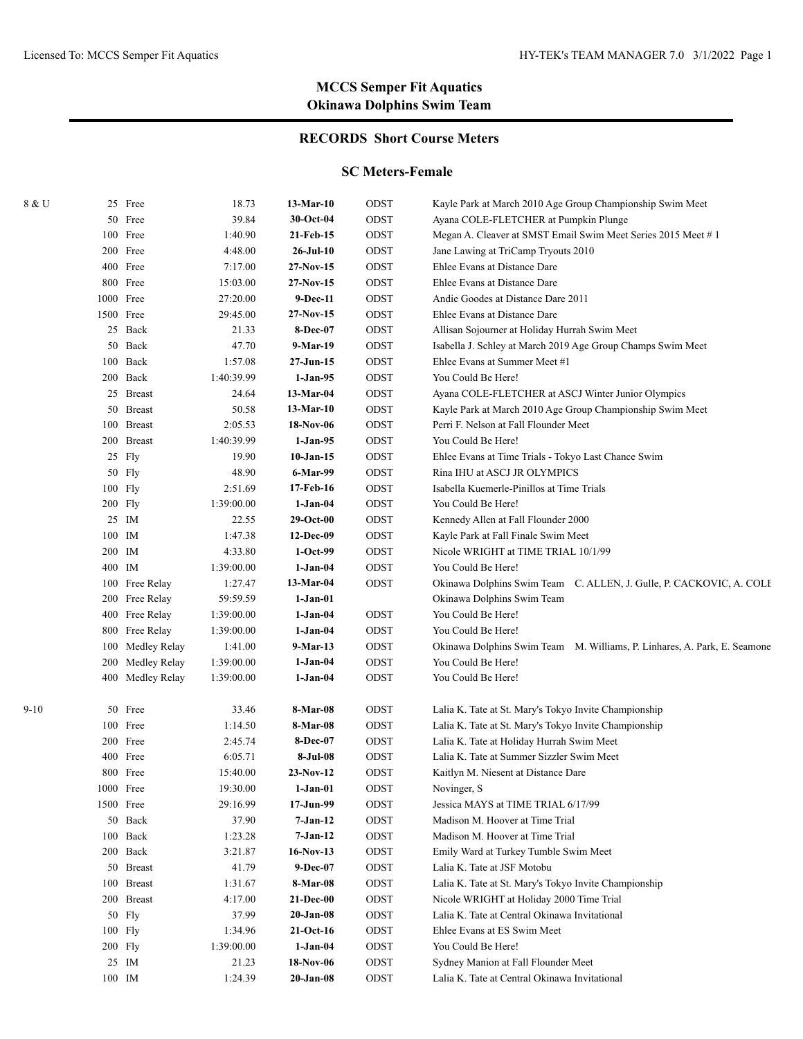# MCCS Semper Fit Aquatics
# Okinawa Dolphins Swim Team

## RECORDS Short Course Meters

### SC Meters-Female

| Age Group | Event | Time | Date | Team | Swimmer / Meet |
|---|---|---|---|---|---|
| 8 & U | 25 Free | 18.73 | **13-Mar-10** | ODST | Kayle Park at March 2010 Age Group Championship Swim Meet |
| | 50 Free | 39.84 | **30-Oct-04** | ODST | Ayana COLE-FLETCHER at Pumpkin Plunge |
| | 100 Free | 1:40.90 | **21-Feb-15** | ODST | Megan A. Cleaver at SMST Email Swim Meet Series 2015 Meet # 1 |
| | 200 Free | 4:48.00 | **26-Jul-10** | ODST | Jane Lawing at TriCamp Tryouts 2010 |
| | 400 Free | 7:17.00 | **27-Nov-15** | ODST | Ehlee Evans at Distance Dare |
| | 800 Free | 15:03.00 | **27-Nov-15** | ODST | Ehlee Evans at Distance Dare |
| | 1000 Free | 27:20.00 | **9-Dec-11** | ODST | Andie Goodes at Distance Dare 2011 |
| | 1500 Free | 29:45.00 | **27-Nov-15** | ODST | Ehlee Evans at Distance Dare |
| | 25 Back | 21.33 | **8-Dec-07** | ODST | Allisan Sojourner at Holiday Hurrah Swim Meet |
| | 50 Back | 47.70 | **9-Mar-19** | ODST | Isabella J. Schley at March 2019 Age Group Champs Swim Meet |
| | 100 Back | 1:57.08 | **27-Jun-15** | ODST | Ehlee Evans at Summer Meet #1 |
| | 200 Back | 1:40:39.99 | **1-Jan-95** | ODST | You Could Be Here! |
| | 25 Breast | 24.64 | **13-Mar-04** | ODST | Ayana COLE-FLETCHER at ASCJ Winter Junior Olympics |
| | 50 Breast | 50.58 | **13-Mar-10** | ODST | Kayle Park at March 2010 Age Group Championship Swim Meet |
| | 100 Breast | 2:05.53 | **18-Nov-06** | ODST | Perri F. Nelson at Fall Flounder Meet |
| | 200 Breast | 1:40:39.99 | **1-Jan-95** | ODST | You Could Be Here! |
| | 25 Fly | 19.90 | **10-Jan-15** | ODST | Ehlee Evans at Time Trials - Tokyo Last Chance Swim |
| | 50 Fly | 48.90 | **6-Mar-99** | ODST | Rina IHU at ASCJ JR OLYMPICS |
| | 100 Fly | 2:51.69 | **17-Feb-16** | ODST | Isabella Kuemerle-Pinillos at Time Trials |
| | 200 Fly | 1:39:00.00 | **1-Jan-04** | ODST | You Could Be Here! |
| | 25 IM | 22.55 | **29-Oct-00** | ODST | Kennedy Allen at Fall Flounder 2000 |
| | 100 IM | 1:47.38 | **12-Dec-09** | ODST | Kayle Park at Fall Finale Swim Meet |
| | 200 IM | 4:33.80 | **1-Oct-99** | ODST | Nicole WRIGHT at TIME TRIAL 10/1/99 |
| | 400 IM | 1:39:00.00 | **1-Jan-04** | ODST | You Could Be Here! |
| | 100 Free Relay | 1:27.47 | **13-Mar-04** | ODST | Okinawa Dolphins Swim Team C. ALLEN, J. Gulle, P. CACKOVIC, A. COLE |
| | 200 Free Relay | 59:59.59 | **1-Jan-01** | | Okinawa Dolphins Swim Team |
| | 400 Free Relay | 1:39:00.00 | **1-Jan-04** | ODST | You Could Be Here! |
| | 800 Free Relay | 1:39:00.00 | **1-Jan-04** | ODST | You Could Be Here! |
| | 100 Medley Relay | 1:41.00 | **9-Mar-13** | ODST | Okinawa Dolphins Swim Team M. Williams, P. Linhares, A. Park, E. Seamone |
| | 200 Medley Relay | 1:39:00.00 | **1-Jan-04** | ODST | You Could Be Here! |
| | 400 Medley Relay | 1:39:00.00 | **1-Jan-04** | ODST | You Could Be Here! |
| 9-10 | 50 Free | 33.46 | **8-Mar-08** | ODST | Lalia K. Tate at St. Mary's Tokyo Invite Championship |
| | 100 Free | 1:14.50 | **8-Mar-08** | ODST | Lalia K. Tate at St. Mary's Tokyo Invite Championship |
| | 200 Free | 2:45.74 | **8-Dec-07** | ODST | Lalia K. Tate at Holiday Hurrah Swim Meet |
| | 400 Free | 6:05.71 | **8-Jul-08** | ODST | Lalia K. Tate at Summer Sizzler Swim Meet |
| | 800 Free | 15:40.00 | **23-Nov-12** | ODST | Kaitlyn M. Niesent at Distance Dare |
| | 1000 Free | 19:30.00 | **1-Jan-01** | ODST | Novinger, S |
| | 1500 Free | 29:16.99 | **17-Jun-99** | ODST | Jessica MAYS at TIME TRIAL 6/17/99 |
| | 50 Back | 37.90 | **7-Jan-12** | ODST | Madison M. Hoover at Time Trial |
| | 100 Back | 1:23.28 | **7-Jan-12** | ODST | Madison M. Hoover at Time Trial |
| | 200 Back | 3:21.87 | **16-Nov-13** | ODST | Emily Ward at Turkey Tumble Swim Meet |
| | 50 Breast | 41.79 | **9-Dec-07** | ODST | Lalia K. Tate at JSF Motobu |
| | 100 Breast | 1:31.67 | **8-Mar-08** | ODST | Lalia K. Tate at St. Mary's Tokyo Invite Championship |
| | 200 Breast | 4:17.00 | **21-Dec-00** | ODST | Nicole WRIGHT at Holiday 2000 Time Trial |
| | 50 Fly | 37.99 | **20-Jan-08** | ODST | Lalia K. Tate at Central Okinawa Invitational |
| | 100 Fly | 1:34.96 | **21-Oct-16** | ODST | Ehlee Evans at ES Swim Meet |
| | 200 Fly | 1:39:00.00 | **1-Jan-04** | ODST | You Could Be Here! |
| | 25 IM | 21.23 | **18-Nov-06** | ODST | Sydney Manion at Fall Flounder Meet |
| | 100 IM | 1:24.39 | **20-Jan-08** | ODST | Lalia K. Tate at Central Okinawa Invitational |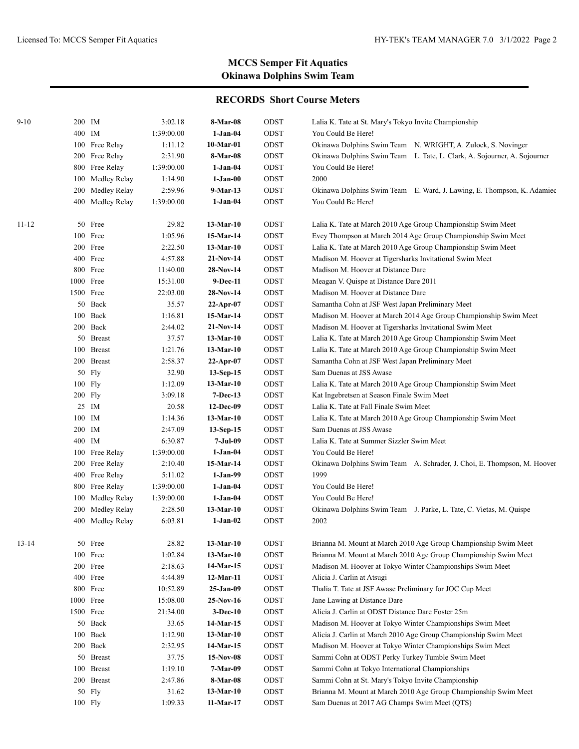**MCCS Semper Fit Aquatics**
**Okinawa Dolphins Swim Team**

## RECORDS Short Course Meters

| Age Group | Distance | Event | Time | Date | Team | Record Holder |
|---|---|---|---|---|---|---|
| 9-10 | 200 | IM | 3:02.18 | **8-Mar-08** | ODST | Lalia K. Tate at St. Mary's Tokyo Invite Championship |
| | 400 | IM | 1:39:00.00 | **1-Jan-04** | ODST | You Could Be Here! |
| | 100 | Free Relay | 1:11.12 | **10-Mar-01** | ODST | Okinawa Dolphins Swim Team N. WRIGHT, A. Zulock, S. Novinger |
| | 200 | Free Relay | 2:31.90 | **8-Mar-08** | ODST | Okinawa Dolphins Swim Team L. Tate, L. Clark, A. Sojourner, A. Sojourner |
| | 800 | Free Relay | 1:39:00.00 | **1-Jan-04** | ODST | You Could Be Here! |
| | 100 | Medley Relay | 1:14.90 | **1-Jan-00** | ODST | 2000 |
| | 200 | Medley Relay | 2:59.96 | **9-Mar-13** | ODST | Okinawa Dolphins Swim Team E. Ward, J. Lawing, E. Thompson, K. Adamiec |
| | 400 | Medley Relay | 1:39:00.00 | **1-Jan-04** | ODST | You Could Be Here! |
| 11-12 | 50 | Free | 29.82 | **13-Mar-10** | ODST | Lalia K. Tate at March 2010 Age Group Championship Swim Meet |
| | 100 | Free | 1:05.96 | **15-Mar-14** | ODST | Evey Thompson at March 2014 Age Group Championship Swim Meet |
| | 200 | Free | 2:22.50 | **13-Mar-10** | ODST | Lalia K. Tate at March 2010 Age Group Championship Swim Meet |
| | 400 | Free | 4:57.88 | **21-Nov-14** | ODST | Madison M. Hoover at Tigersharks Invitational Swim Meet |
| | 800 | Free | 11:40.00 | **28-Nov-14** | ODST | Madison M. Hoover at Distance Dare |
| | 1000 | Free | 15:31.00 | **9-Dec-11** | ODST | Meagan V. Quispe at Distance Dare 2011 |
| | 1500 | Free | 22:03.00 | **28-Nov-14** | ODST | Madison M. Hoover at Distance Dare |
| | 50 | Back | 35.57 | **22-Apr-07** | ODST | Samantha Cohn at JSF West Japan Preliminary Meet |
| | 100 | Back | 1:16.81 | **15-Mar-14** | ODST | Madison M. Hoover at March 2014 Age Group Championship Swim Meet |
| | 200 | Back | 2:44.02 | **21-Nov-14** | ODST | Madison M. Hoover at Tigersharks Invitational Swim Meet |
| | 50 | Breast | 37.57 | **13-Mar-10** | ODST | Lalia K. Tate at March 2010 Age Group Championship Swim Meet |
| | 100 | Breast | 1:21.76 | **13-Mar-10** | ODST | Lalia K. Tate at March 2010 Age Group Championship Swim Meet |
| | 200 | Breast | 2:58.37 | **22-Apr-07** | ODST | Samantha Cohn at JSF West Japan Preliminary Meet |
| | 50 | Fly | 32.90 | **13-Sep-15** | ODST | Sam Duenas at JSS Awase |
| | 100 | Fly | 1:12.09 | **13-Mar-10** | ODST | Lalia K. Tate at March 2010 Age Group Championship Swim Meet |
| | 200 | Fly | 3:09.18 | **7-Dec-13** | ODST | Kat Ingebretsen at Season Finale Swim Meet |
| | 25 | IM | 20.58 | **12-Dec-09** | ODST | Lalia K. Tate at Fall Finale Swim Meet |
| | 100 | IM | 1:14.36 | **13-Mar-10** | ODST | Lalia K. Tate at March 2010 Age Group Championship Swim Meet |
| | 200 | IM | 2:47.09 | **13-Sep-15** | ODST | Sam Duenas at JSS Awase |
| | 400 | IM | 6:30.87 | **7-Jul-09** | ODST | Lalia K. Tate at Summer Sizzler Swim Meet |
| | 100 | Free Relay | 1:39:00.00 | **1-Jan-04** | ODST | You Could Be Here! |
| | 200 | Free Relay | 2:10.40 | **15-Mar-14** | ODST | Okinawa Dolphins Swim Team A. Schrader, J. Choi, E. Thompson, M. Hoover |
| | 400 | Free Relay | 5:11.02 | **1-Jan-99** | ODST | 1999 |
| | 800 | Free Relay | 1:39:00.00 | **1-Jan-04** | ODST | You Could Be Here! |
| | 100 | Medley Relay | 1:39:00.00 | **1-Jan-04** | ODST | You Could Be Here! |
| | 200 | Medley Relay | 2:28.50 | **13-Mar-10** | ODST | Okinawa Dolphins Swim Team J. Parke, L. Tate, C. Vietas, M. Quispe |
| | 400 | Medley Relay | 6:03.81 | **1-Jan-02** | ODST | 2002 |
| 13-14 | 50 | Free | 28.82 | **13-Mar-10** | ODST | Brianna M. Mount at March 2010 Age Group Championship Swim Meet |
| | 100 | Free | 1:02.84 | **13-Mar-10** | ODST | Brianna M. Mount at March 2010 Age Group Championship Swim Meet |
| | 200 | Free | 2:18.63 | **14-Mar-15** | ODST | Madison M. Hoover at Tokyo Winter Championships Swim Meet |
| | 400 | Free | 4:44.89 | **12-Mar-11** | ODST | Alicia J. Carlin at Atsugi |
| | 800 | Free | 10:52.89 | **25-Jan-09** | ODST | Thalia T. Tate at JSF Awase Preliminary for JOC Cup Meet |
| | 1000 | Free | 15:08.00 | **25-Nov-16** | ODST | Jane Lawing at Distance Dare |
| | 1500 | Free | 21:34.00 | **3-Dec-10** | ODST | Alicia J. Carlin at ODST Distance Dare Foster 25m |
| | 50 | Back | 33.65 | **14-Mar-15** | ODST | Madison M. Hoover at Tokyo Winter Championships Swim Meet |
| | 100 | Back | 1:12.90 | **13-Mar-10** | ODST | Alicia J. Carlin at March 2010 Age Group Championship Swim Meet |
| | 200 | Back | 2:32.95 | **14-Mar-15** | ODST | Madison M. Hoover at Tokyo Winter Championships Swim Meet |
| | 50 | Breast | 37.75 | **15-Nov-08** | ODST | Sammi Cohn at ODST Perky Turkey Tumble Swim Meet |
| | 100 | Breast | 1:19.10 | **7-Mar-09** | ODST | Sammi Cohn at Tokyo International Championships |
| | 200 | Breast | 2:47.86 | **8-Mar-08** | ODST | Sammi Cohn at St. Mary's Tokyo Invite Championship |
| | 50 | Fly | 31.62 | **13-Mar-10** | ODST | Brianna M. Mount at March 2010 Age Group Championship Swim Meet |
| | 100 | Fly | 1:09.33 | **11-Mar-17** | ODST | Sam Duenas at 2017 AG Champs Swim Meet (QTS) |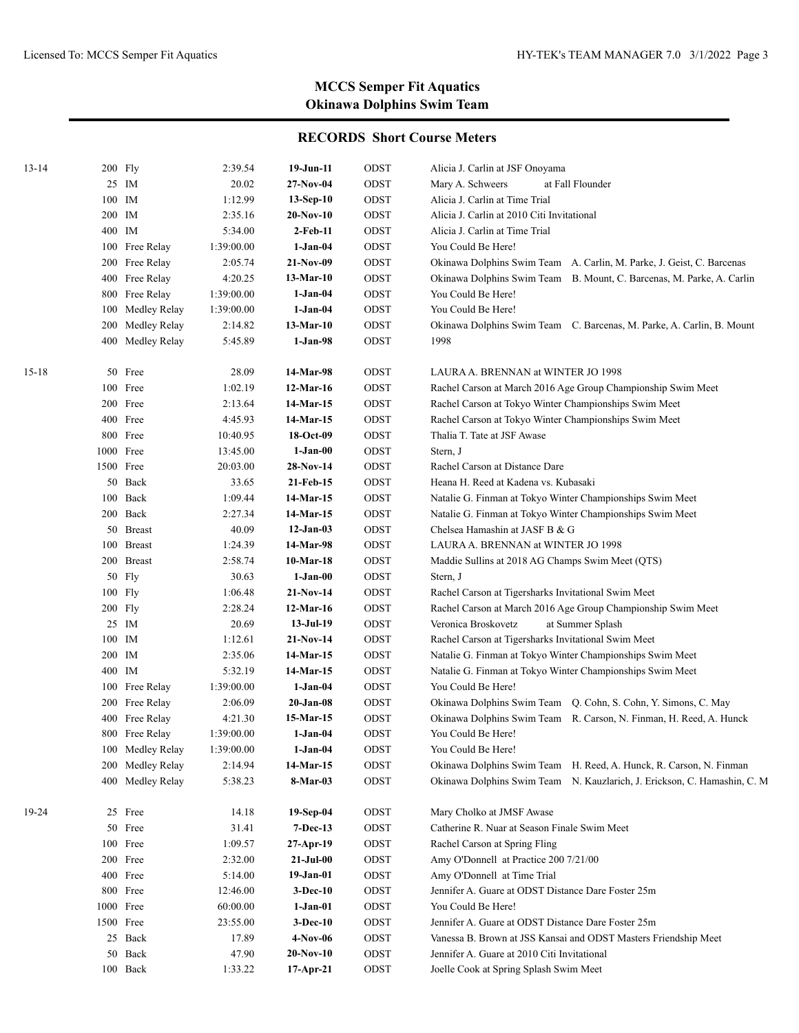## MCCS Semper Fit Aquatics
## Okinawa Dolphins Swim Team

### RECORDS Short Course Meters

| Age | Event | Time | Date | Team | Details |
|---|---|---|---|---|---|
| 13-14 | 200 Fly | 2:39.54 | **19-Jun-11** | ODST | Alicia J. Carlin at JSF Onoyama |
| | 25 IM | 20.02 | **27-Nov-04** | ODST | Mary A. Schweers at Fall Flounder |
| | 100 IM | 1:12.99 | **13-Sep-10** | ODST | Alicia J. Carlin at Time Trial |
| | 200 IM | 2:35.16 | **20-Nov-10** | ODST | Alicia J. Carlin at 2010 Citi Invitational |
| | 400 IM | 5:34.00 | **2-Feb-11** | ODST | Alicia J. Carlin at Time Trial |
| | 100 Free Relay | 1:39:00.00 | **1-Jan-04** | ODST | You Could Be Here! |
| | 200 Free Relay | 2:05.74 | **21-Nov-09** | ODST | Okinawa Dolphins Swim Team A. Carlin, M. Parke, J. Geist, C. Barcenas |
| | 400 Free Relay | 4:20.25 | **13-Mar-10** | ODST | Okinawa Dolphins Swim Team B. Mount, C. Barcenas, M. Parke, A. Carlin |
| | 800 Free Relay | 1:39:00.00 | **1-Jan-04** | ODST | You Could Be Here! |
| | 100 Medley Relay | 1:39:00.00 | **1-Jan-04** | ODST | You Could Be Here! |
| | 200 Medley Relay | 2:14.82 | **13-Mar-10** | ODST | Okinawa Dolphins Swim Team C. Barcenas, M. Parke, A. Carlin, B. Mount |
| | 400 Medley Relay | 5:45.89 | **1-Jan-98** | ODST | 1998 |
| 15-18 | 50 Free | 28.09 | **14-Mar-98** | ODST | LAURA A. BRENNAN at WINTER JO 1998 |
| | 100 Free | 1:02.19 | **12-Mar-16** | ODST | Rachel Carson at March 2016 Age Group Championship Swim Meet |
| | 200 Free | 2:13.64 | **14-Mar-15** | ODST | Rachel Carson at Tokyo Winter Championships Swim Meet |
| | 400 Free | 4:45.93 | **14-Mar-15** | ODST | Rachel Carson at Tokyo Winter Championships Swim Meet |
| | 800 Free | 10:40.95 | **18-Oct-09** | ODST | Thalia T. Tate at JSF Awase |
| | 1000 Free | 13:45.00 | **1-Jan-00** | ODST | Stern, J |
| | 1500 Free | 20:03.00 | **28-Nov-14** | ODST | Rachel Carson at Distance Dare |
| | 50 Back | 33.65 | **21-Feb-15** | ODST | Heana H. Reed at Kadena vs. Kubasaki |
| | 100 Back | 1:09.44 | **14-Mar-15** | ODST | Natalie G. Finman at Tokyo Winter Championships Swim Meet |
| | 200 Back | 2:27.34 | **14-Mar-15** | ODST | Natalie G. Finman at Tokyo Winter Championships Swim Meet |
| | 50 Breast | 40.09 | **12-Jan-03** | ODST | Chelsea Hamashin at JASF B & G |
| | 100 Breast | 1:24.39 | **14-Mar-98** | ODST | LAURA A. BRENNAN at WINTER JO 1998 |
| | 200 Breast | 2:58.74 | **10-Mar-18** | ODST | Maddie Sullins at 2018 AG Champs Swim Meet (QTS) |
| | 50 Fly | 30.63 | **1-Jan-00** | ODST | Stern, J |
| | 100 Fly | 1:06.48 | **21-Nov-14** | ODST | Rachel Carson at Tigersharks Invitational Swim Meet |
| | 200 Fly | 2:28.24 | **12-Mar-16** | ODST | Rachel Carson at March 2016 Age Group Championship Swim Meet |
| | 25 IM | 20.69 | **13-Jul-19** | ODST | Veronica Broskovetz at Summer Splash |
| | 100 IM | 1:12.61 | **21-Nov-14** | ODST | Rachel Carson at Tigersharks Invitational Swim Meet |
| | 200 IM | 2:35.06 | **14-Mar-15** | ODST | Natalie G. Finman at Tokyo Winter Championships Swim Meet |
| | 400 IM | 5:32.19 | **14-Mar-15** | ODST | Natalie G. Finman at Tokyo Winter Championships Swim Meet |
| | 100 Free Relay | 1:39:00.00 | **1-Jan-04** | ODST | You Could Be Here! |
| | 200 Free Relay | 2:06.09 | **20-Jan-08** | ODST | Okinawa Dolphins Swim Team Q. Cohn, S. Cohn, Y. Simons, C. May |
| | 400 Free Relay | 4:21.30 | **15-Mar-15** | ODST | Okinawa Dolphins Swim Team R. Carson, N. Finman, H. Reed, A. Hunck |
| | 800 Free Relay | 1:39:00.00 | **1-Jan-04** | ODST | You Could Be Here! |
| | 100 Medley Relay | 1:39:00.00 | **1-Jan-04** | ODST | You Could Be Here! |
| | 200 Medley Relay | 2:14.94 | **14-Mar-15** | ODST | Okinawa Dolphins Swim Team H. Reed, A. Hunck, R. Carson, N. Finman |
| | 400 Medley Relay | 5:38.23 | **8-Mar-03** | ODST | Okinawa Dolphins Swim Team N. Kauzlarich, J. Erickson, C. Hamashin, C. M |
| 19-24 | 25 Free | 14.18 | **19-Sep-04** | ODST | Mary Cholko at JMSF Awase |
| | 50 Free | 31.41 | **7-Dec-13** | ODST | Catherine R. Nuar at Season Finale Swim Meet |
| | 100 Free | 1:09.57 | **27-Apr-19** | ODST | Rachel Carson at Spring Fling |
| | 200 Free | 2:32.00 | **21-Jul-00** | ODST | Amy O'Donnell at Practice 200 7/21/00 |
| | 400 Free | 5:14.00 | **19-Jan-01** | ODST | Amy O'Donnell at Time Trial |
| | 800 Free | 12:46.00 | **3-Dec-10** | ODST | Jennifer A. Guare at ODST Distance Dare Foster 25m |
| | 1000 Free | 60:00.00 | **1-Jan-01** | ODST | You Could Be Here! |
| | 1500 Free | 23:55.00 | **3-Dec-10** | ODST | Jennifer A. Guare at ODST Distance Dare Foster 25m |
| | 25 Back | 17.89 | **4-Nov-06** | ODST | Vanessa B. Brown at JSS Kansai and ODST Masters Friendship Meet |
| | 50 Back | 47.90 | **20-Nov-10** | ODST | Jennifer A. Guare at 2010 Citi Invitational |
| | 100 Back | 1:33.22 | **17-Apr-21** | ODST | Joelle Cook at Spring Splash Swim Meet |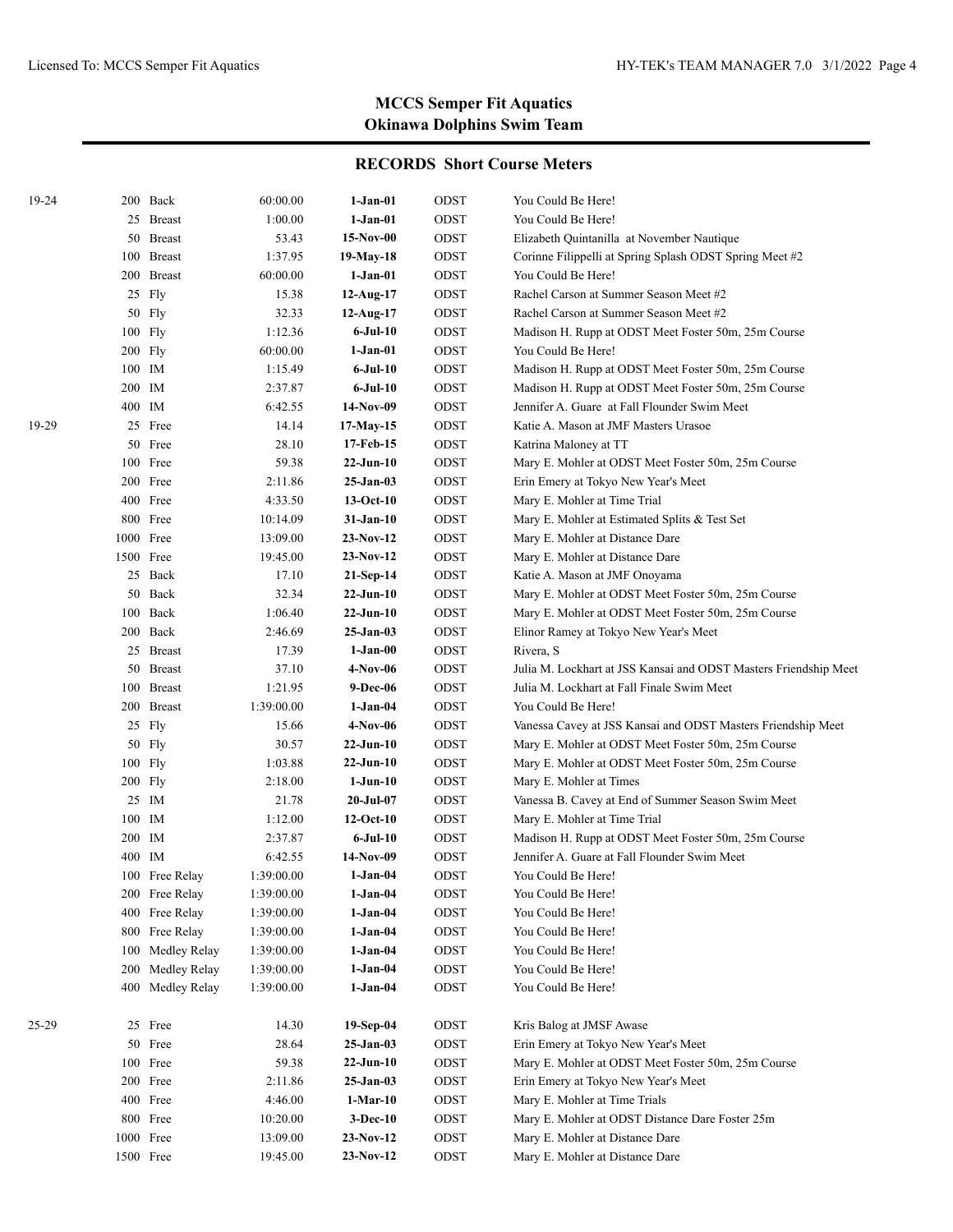# MCCS Semper Fit Aquatics

## Okinawa Dolphins Swim Team

### RECORDS Short Course Meters

| Age Group | Event | Time | Date | Team | Name / Meet |
|---|---|---|---|---|---|
| 19-24 | 200 Back | 60:00.00 | **1-Jan-01** | ODST | You Could Be Here! |
| | 25 Breast | 1:00.00 | **1-Jan-01** | ODST | You Could Be Here! |
| | 50 Breast | 53.43 | **15-Nov-00** | ODST | Elizabeth Quintanilla at November Nautique |
| | 100 Breast | 1:37.95 | **19-May-18** | ODST | Corinne Filippelli at Spring Splash ODST Spring Meet #2 |
| | 200 Breast | 60:00.00 | **1-Jan-01** | ODST | You Could Be Here! |
| | 25 Fly | 15.38 | **12-Aug-17** | ODST | Rachel Carson at Summer Season Meet #2 |
| | 50 Fly | 32.33 | **12-Aug-17** | ODST | Rachel Carson at Summer Season Meet #2 |
| | 100 Fly | 1:12.36 | **6-Jul-10** | ODST | Madison H. Rupp at ODST Meet Foster 50m, 25m Course |
| | 200 Fly | 60:00.00 | **1-Jan-01** | ODST | You Could Be Here! |
| | 100 IM | 1:15.49 | **6-Jul-10** | ODST | Madison H. Rupp at ODST Meet Foster 50m, 25m Course |
| | 200 IM | 2:37.87 | **6-Jul-10** | ODST | Madison H. Rupp at ODST Meet Foster 50m, 25m Course |
| | 400 IM | 6:42.55 | **14-Nov-09** | ODST | Jennifer A. Guare at Fall Flounder Swim Meet |
| 19-29 | 25 Free | 14.14 | **17-May-15** | ODST | Katie A. Mason at JMF Masters Urasoe |
| | 50 Free | 28.10 | **17-Feb-15** | ODST | Katrina Maloney at TT |
| | 100 Free | 59.38 | **22-Jun-10** | ODST | Mary E. Mohler at ODST Meet Foster 50m, 25m Course |
| | 200 Free | 2:11.86 | **25-Jan-03** | ODST | Erin Emery at Tokyo New Year's Meet |
| | 400 Free | 4:33.50 | **13-Oct-10** | ODST | Mary E. Mohler at Time Trial |
| | 800 Free | 10:14.09 | **31-Jan-10** | ODST | Mary E. Mohler at Estimated Splits & Test Set |
| | 1000 Free | 13:09.00 | **23-Nov-12** | ODST | Mary E. Mohler at Distance Dare |
| | 1500 Free | 19:45.00 | **23-Nov-12** | ODST | Mary E. Mohler at Distance Dare |
| | 25 Back | 17.10 | **21-Sep-14** | ODST | Katie A. Mason at JMF Onoyama |
| | 50 Back | 32.34 | **22-Jun-10** | ODST | Mary E. Mohler at ODST Meet Foster 50m, 25m Course |
| | 100 Back | 1:06.40 | **22-Jun-10** | ODST | Mary E. Mohler at ODST Meet Foster 50m, 25m Course |
| | 200 Back | 2:46.69 | **25-Jan-03** | ODST | Elinor Ramey at Tokyo New Year's Meet |
| | 25 Breast | 17.39 | **1-Jan-00** | ODST | Rivera, S |
| | 50 Breast | 37.10 | **4-Nov-06** | ODST | Julia M. Lockhart at JSS Kansai and ODST Masters Friendship Meet |
| | 100 Breast | 1:21.95 | **9-Dec-06** | ODST | Julia M. Lockhart at Fall Finale Swim Meet |
| | 200 Breast | 1:39:00.00 | **1-Jan-04** | ODST | You Could Be Here! |
| | 25 Fly | 15.66 | **4-Nov-06** | ODST | Vanessa Cavey at JSS Kansai and ODST Masters Friendship Meet |
| | 50 Fly | 30.57 | **22-Jun-10** | ODST | Mary E. Mohler at ODST Meet Foster 50m, 25m Course |
| | 100 Fly | 1:03.88 | **22-Jun-10** | ODST | Mary E. Mohler at ODST Meet Foster 50m, 25m Course |
| | 200 Fly | 2:18.00 | **1-Jun-10** | ODST | Mary E. Mohler at Times |
| | 25 IM | 21.78 | **20-Jul-07** | ODST | Vanessa B. Cavey at End of Summer Season Swim Meet |
| | 100 IM | 1:12.00 | **12-Oct-10** | ODST | Mary E. Mohler at Time Trial |
| | 200 IM | 2:37.87 | **6-Jul-10** | ODST | Madison H. Rupp at ODST Meet Foster 50m, 25m Course |
| | 400 IM | 6:42.55 | **14-Nov-09** | ODST | Jennifer A. Guare at Fall Flounder Swim Meet |
| | 100 Free Relay | 1:39:00.00 | **1-Jan-04** | ODST | You Could Be Here! |
| | 200 Free Relay | 1:39:00.00 | **1-Jan-04** | ODST | You Could Be Here! |
| | 400 Free Relay | 1:39:00.00 | **1-Jan-04** | ODST | You Could Be Here! |
| | 800 Free Relay | 1:39:00.00 | **1-Jan-04** | ODST | You Could Be Here! |
| | 100 Medley Relay | 1:39:00.00 | **1-Jan-04** | ODST | You Could Be Here! |
| | 200 Medley Relay | 1:39:00.00 | **1-Jan-04** | ODST | You Could Be Here! |
| | 400 Medley Relay | 1:39:00.00 | **1-Jan-04** | ODST | You Could Be Here! |
| 25-29 | 25 Free | 14.30 | **19-Sep-04** | ODST | Kris Balog at JMSF Awase |
| | 50 Free | 28.64 | **25-Jan-03** | ODST | Erin Emery at Tokyo New Year's Meet |
| | 100 Free | 59.38 | **22-Jun-10** | ODST | Mary E. Mohler at ODST Meet Foster 50m, 25m Course |
| | 200 Free | 2:11.86 | **25-Jan-03** | ODST | Erin Emery at Tokyo New Year's Meet |
| | 400 Free | 4:46.00 | **1-Mar-10** | ODST | Mary E. Mohler at Time Trials |
| | 800 Free | 10:20.00 | **3-Dec-10** | ODST | Mary E. Mohler at ODST Distance Dare Foster 25m |
| | 1000 Free | 13:09.00 | **23-Nov-12** | ODST | Mary E. Mohler at Distance Dare |
| | 1500 Free | 19:45.00 | **23-Nov-12** | ODST | Mary E. Mohler at Distance Dare |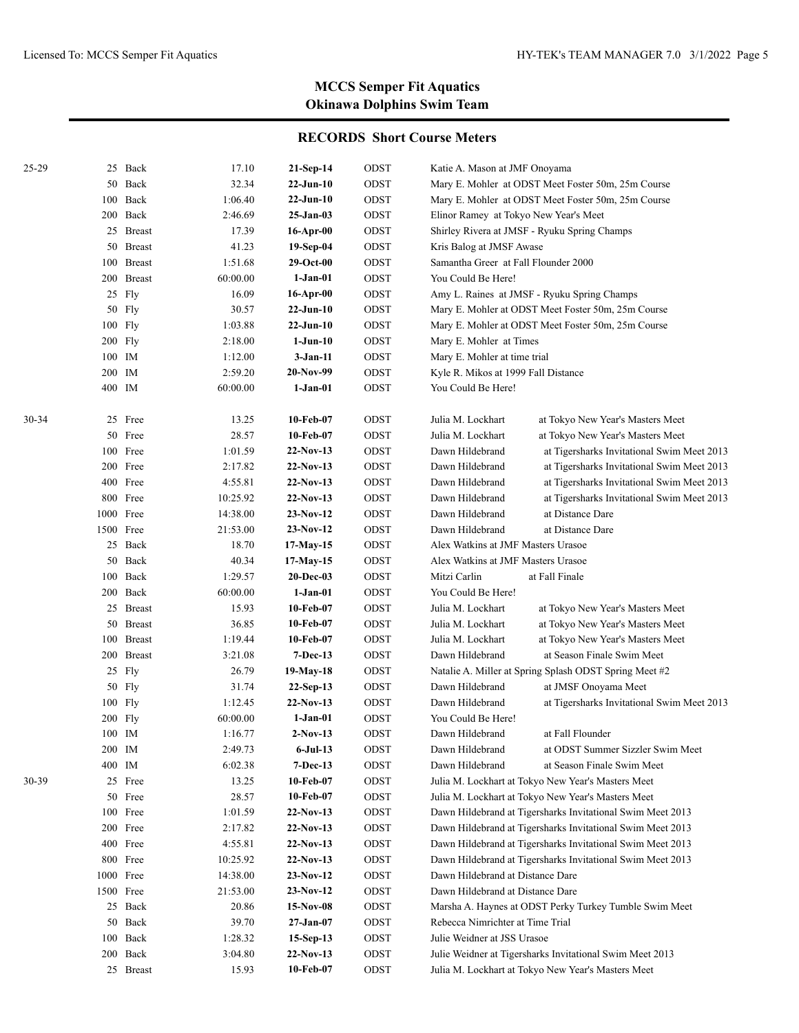## MCCS Semper Fit Aquatics
## Okinawa Dolphins Swim Team

### RECORDS Short Course Meters

| Age Group | Event | | Time | Date | Team | Name / Meet |
|---|---|---|---|---|---|---|
| 25-29 | 25 | Back | 17.10 | **21-Sep-14** | ODST | Katie A. Mason at JMF Onoyama |
| | 50 | Back | 32.34 | **22-Jun-10** | ODST | Mary E. Mohler at ODST Meet Foster 50m, 25m Course |
| | 100 | Back | 1:06.40 | **22-Jun-10** | ODST | Mary E. Mohler at ODST Meet Foster 50m, 25m Course |
| | 200 | Back | 2:46.69 | **25-Jan-03** | ODST | Elinor Ramey at Tokyo New Year's Meet |
| | 25 | Breast | 17.39 | **16-Apr-00** | ODST | Shirley Rivera at JMSF - Ryuku Spring Champs |
| | 50 | Breast | 41.23 | **19-Sep-04** | ODST | Kris Balog at JMSF Awase |
| | 100 | Breast | 1:51.68 | **29-Oct-00** | ODST | Samantha Greer at Fall Flounder 2000 |
| | 200 | Breast | 60:00.00 | **1-Jan-01** | ODST | You Could Be Here! |
| | 25 | Fly | 16.09 | **16-Apr-00** | ODST | Amy L. Raines at JMSF - Ryuku Spring Champs |
| | 50 | Fly | 30.57 | **22-Jun-10** | ODST | Mary E. Mohler at ODST Meet Foster 50m, 25m Course |
| | 100 | Fly | 1:03.88 | **22-Jun-10** | ODST | Mary E. Mohler at ODST Meet Foster 50m, 25m Course |
| | 200 | Fly | 2:18.00 | **1-Jun-10** | ODST | Mary E. Mohler at Times |
| | 100 | IM | 1:12.00 | **3-Jan-11** | ODST | Mary E. Mohler at time trial |
| | 200 | IM | 2:59.20 | **20-Nov-99** | ODST | Kyle R. Mikos at 1999 Fall Distance |
| | 400 | IM | 60:00.00 | **1-Jan-01** | ODST | You Could Be Here! |
| 30-34 | 25 | Free | 13.25 | **10-Feb-07** | ODST | Julia M. Lockhart at Tokyo New Year's Masters Meet |
| | 50 | Free | 28.57 | **10-Feb-07** | ODST | Julia M. Lockhart at Tokyo New Year's Masters Meet |
| | 100 | Free | 1:01.59 | **22-Nov-13** | ODST | Dawn Hildebrand at Tigersharks Invitational Swim Meet 2013 |
| | 200 | Free | 2:17.82 | **22-Nov-13** | ODST | Dawn Hildebrand at Tigersharks Invitational Swim Meet 2013 |
| | 400 | Free | 4:55.81 | **22-Nov-13** | ODST | Dawn Hildebrand at Tigersharks Invitational Swim Meet 2013 |
| | 800 | Free | 10:25.92 | **22-Nov-13** | ODST | Dawn Hildebrand at Tigersharks Invitational Swim Meet 2013 |
| | 1000 | Free | 14:38.00 | **23-Nov-12** | ODST | Dawn Hildebrand at Distance Dare |
| | 1500 | Free | 21:53.00 | **23-Nov-12** | ODST | Dawn Hildebrand at Distance Dare |
| | 25 | Back | 18.70 | **17-May-15** | ODST | Alex Watkins at JMF Masters Urasoe |
| | 50 | Back | 40.34 | **17-May-15** | ODST | Alex Watkins at JMF Masters Urasoe |
| | 100 | Back | 1:29.57 | **20-Dec-03** | ODST | Mitzi Carlin at Fall Finale |
| | 200 | Back | 60:00.00 | **1-Jan-01** | ODST | You Could Be Here! |
| | 25 | Breast | 15.93 | **10-Feb-07** | ODST | Julia M. Lockhart at Tokyo New Year's Masters Meet |
| | 50 | Breast | 36.85 | **10-Feb-07** | ODST | Julia M. Lockhart at Tokyo New Year's Masters Meet |
| | 100 | Breast | 1:19.44 | **10-Feb-07** | ODST | Julia M. Lockhart at Tokyo New Year's Masters Meet |
| | 200 | Breast | 3:21.08 | **7-Dec-13** | ODST | Dawn Hildebrand at Season Finale Swim Meet |
| | 25 | Fly | 26.79 | **19-May-18** | ODST | Natalie A. Miller at Spring Splash ODST Spring Meet #2 |
| | 50 | Fly | 31.74 | **22-Sep-13** | ODST | Dawn Hildebrand at JMSF Onoyama Meet |
| | 100 | Fly | 1:12.45 | **22-Nov-13** | ODST | Dawn Hildebrand at Tigersharks Invitational Swim Meet 2013 |
| | 200 | Fly | 60:00.00 | **1-Jan-01** | ODST | You Could Be Here! |
| | 100 | IM | 1:16.77 | **2-Nov-13** | ODST | Dawn Hildebrand at Fall Flounder |
| | 200 | IM | 2:49.73 | **6-Jul-13** | ODST | Dawn Hildebrand at ODST Summer Sizzler Swim Meet |
| | 400 | IM | 6:02.38 | **7-Dec-13** | ODST | Dawn Hildebrand at Season Finale Swim Meet |
| 30-39 | 25 | Free | 13.25 | **10-Feb-07** | ODST | Julia M. Lockhart at Tokyo New Year's Masters Meet |
| | 50 | Free | 28.57 | **10-Feb-07** | ODST | Julia M. Lockhart at Tokyo New Year's Masters Meet |
| | 100 | Free | 1:01.59 | **22-Nov-13** | ODST | Dawn Hildebrand at Tigersharks Invitational Swim Meet 2013 |
| | 200 | Free | 2:17.82 | **22-Nov-13** | ODST | Dawn Hildebrand at Tigersharks Invitational Swim Meet 2013 |
| | 400 | Free | 4:55.81 | **22-Nov-13** | ODST | Dawn Hildebrand at Tigersharks Invitational Swim Meet 2013 |
| | 800 | Free | 10:25.92 | **22-Nov-13** | ODST | Dawn Hildebrand at Tigersharks Invitational Swim Meet 2013 |
| | 1000 | Free | 14:38.00 | **23-Nov-12** | ODST | Dawn Hildebrand at Distance Dare |
| | 1500 | Free | 21:53.00 | **23-Nov-12** | ODST | Dawn Hildebrand at Distance Dare |
| | 25 | Back | 20.86 | **15-Nov-08** | ODST | Marsha A. Haynes at ODST Perky Turkey Tumble Swim Meet |
| | 50 | Back | 39.70 | **27-Jan-07** | ODST | Rebecca Nimrichter at Time Trial |
| | 100 | Back | 1:28.32 | **15-Sep-13** | ODST | Julie Weidner at JSS Urasoe |
| | 200 | Back | 3:04.80 | **22-Nov-13** | ODST | Julie Weidner at Tigersharks Invitational Swim Meet 2013 |
| | 25 | Breast | 15.93 | **10-Feb-07** | ODST | Julia M. Lockhart at Tokyo New Year's Masters Meet |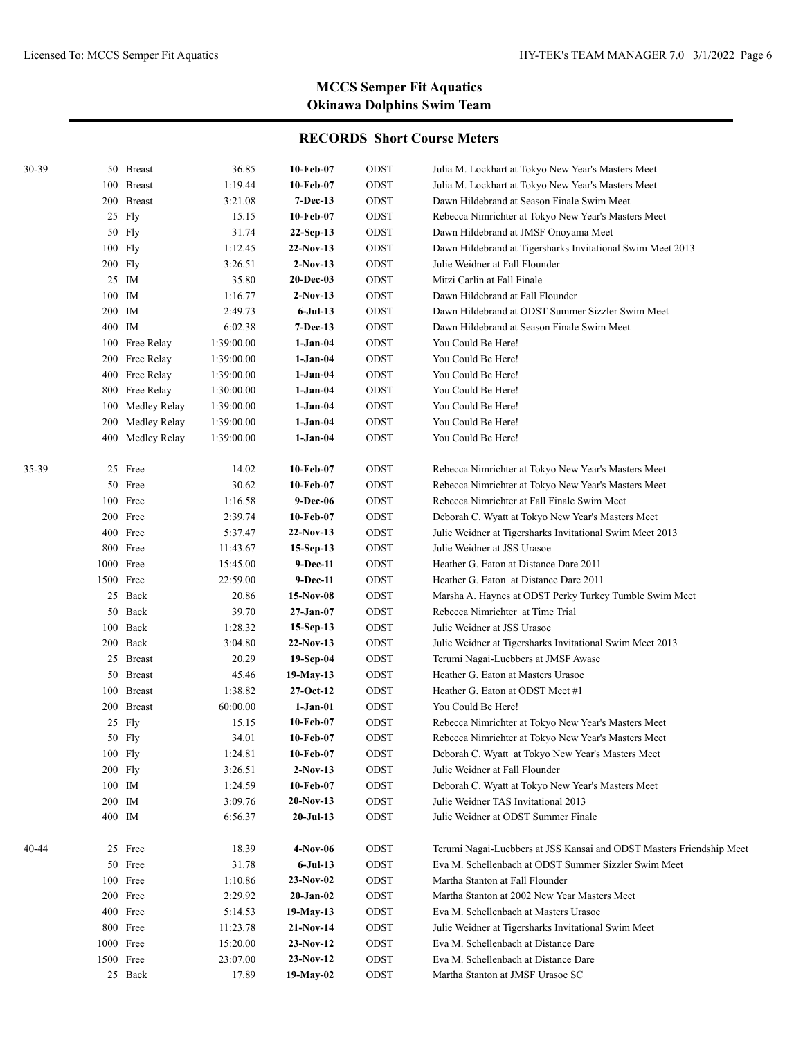## MCCS Semper Fit Aquatics
## Okinawa Dolphins Swim Team

### RECORDS Short Course Meters

| Age | Event | | Time | Date | Team | Swimmer / Meet |
|---|---|---|---|---|---|---|
| 30-39 | 50 | Breast | 36.85 | **10-Feb-07** | ODST | Julia M. Lockhart at Tokyo New Year's Masters Meet |
| | 100 | Breast | 1:19.44 | **10-Feb-07** | ODST | Julia M. Lockhart at Tokyo New Year's Masters Meet |
| | 200 | Breast | 3:21.08 | **7-Dec-13** | ODST | Dawn Hildebrand at Season Finale Swim Meet |
| | 25 | Fly | 15.15 | **10-Feb-07** | ODST | Rebecca Nimrichter at Tokyo New Year's Masters Meet |
| | 50 | Fly | 31.74 | **22-Sep-13** | ODST | Dawn Hildebrand at JMSF Onoyama Meet |
| | 100 | Fly | 1:12.45 | **22-Nov-13** | ODST | Dawn Hildebrand at Tigersharks Invitational Swim Meet 2013 |
| | 200 | Fly | 3:26.51 | **2-Nov-13** | ODST | Julie Weidner at Fall Flounder |
| | 25 | IM | 35.80 | **20-Dec-03** | ODST | Mitzi Carlin at Fall Finale |
| | 100 | IM | 1:16.77 | **2-Nov-13** | ODST | Dawn Hildebrand at Fall Flounder |
| | 200 | IM | 2:49.73 | **6-Jul-13** | ODST | Dawn Hildebrand at ODST Summer Sizzler Swim Meet |
| | 400 | IM | 6:02.38 | **7-Dec-13** | ODST | Dawn Hildebrand at Season Finale Swim Meet |
| | 100 | Free Relay | 1:39:00.00 | **1-Jan-04** | ODST | You Could Be Here! |
| | 200 | Free Relay | 1:39:00.00 | **1-Jan-04** | ODST | You Could Be Here! |
| | 400 | Free Relay | 1:39:00.00 | **1-Jan-04** | ODST | You Could Be Here! |
| | 800 | Free Relay | 1:30:00.00 | **1-Jan-04** | ODST | You Could Be Here! |
| | 100 | Medley Relay | 1:39:00.00 | **1-Jan-04** | ODST | You Could Be Here! |
| | 200 | Medley Relay | 1:39:00.00 | **1-Jan-04** | ODST | You Could Be Here! |
| | 400 | Medley Relay | 1:39:00.00 | **1-Jan-04** | ODST | You Could Be Here! |
| 35-39 | 25 | Free | 14.02 | **10-Feb-07** | ODST | Rebecca Nimrichter at Tokyo New Year's Masters Meet |
| | 50 | Free | 30.62 | **10-Feb-07** | ODST | Rebecca Nimrichter at Tokyo New Year's Masters Meet |
| | 100 | Free | 1:16.58 | **9-Dec-06** | ODST | Rebecca Nimrichter at Fall Finale Swim Meet |
| | 200 | Free | 2:39.74 | **10-Feb-07** | ODST | Deborah C. Wyatt at Tokyo New Year's Masters Meet |
| | 400 | Free | 5:37.47 | **22-Nov-13** | ODST | Julie Weidner at Tigersharks Invitational Swim Meet 2013 |
| | 800 | Free | 11:43.67 | **15-Sep-13** | ODST | Julie Weidner at JSS Urasoe |
| | 1000 | Free | 15:45.00 | **9-Dec-11** | ODST | Heather G. Eaton at Distance Dare 2011 |
| | 1500 | Free | 22:59.00 | **9-Dec-11** | ODST | Heather G. Eaton at Distance Dare 2011 |
| | 25 | Back | 20.86 | **15-Nov-08** | ODST | Marsha A. Haynes at ODST Perky Turkey Tumble Swim Meet |
| | 50 | Back | 39.70 | **27-Jan-07** | ODST | Rebecca Nimrichter at Time Trial |
| | 100 | Back | 1:28.32 | **15-Sep-13** | ODST | Julie Weidner at JSS Urasoe |
| | 200 | Back | 3:04.80 | **22-Nov-13** | ODST | Julie Weidner at Tigersharks Invitational Swim Meet 2013 |
| | 25 | Breast | 20.29 | **19-Sep-04** | ODST | Terumi Nagai-Luebbers at JMSF Awase |
| | 50 | Breast | 45.46 | **19-May-13** | ODST | Heather G. Eaton at Masters Urasoe |
| | 100 | Breast | 1:38.82 | **27-Oct-12** | ODST | Heather G. Eaton at ODST Meet #1 |
| | 200 | Breast | 60:00.00 | **1-Jan-01** | ODST | You Could Be Here! |
| | 25 | Fly | 15.15 | **10-Feb-07** | ODST | Rebecca Nimrichter at Tokyo New Year's Masters Meet |
| | 50 | Fly | 34.01 | **10-Feb-07** | ODST | Rebecca Nimrichter at Tokyo New Year's Masters Meet |
| | 100 | Fly | 1:24.81 | **10-Feb-07** | ODST | Deborah C. Wyatt at Tokyo New Year's Masters Meet |
| | 200 | Fly | 3:26.51 | **2-Nov-13** | ODST | Julie Weidner at Fall Flounder |
| | 100 | IM | 1:24.59 | **10-Feb-07** | ODST | Deborah C. Wyatt at Tokyo New Year's Masters Meet |
| | 200 | IM | 3:09.76 | **20-Nov-13** | ODST | Julie Weidner TAS Invitational 2013 |
| | 400 | IM | 6:56.37 | **20-Jul-13** | ODST | Julie Weidner at ODST Summer Finale |
| 40-44 | 25 | Free | 18.39 | **4-Nov-06** | ODST | Terumi Nagai-Luebbers at JSS Kansai and ODST Masters Friendship Meet |
| | 50 | Free | 31.78 | **6-Jul-13** | ODST | Eva M. Schellenbach at ODST Summer Sizzler Swim Meet |
| | 100 | Free | 1:10.86 | **23-Nov-02** | ODST | Martha Stanton at Fall Flounder |
| | 200 | Free | 2:29.92 | **20-Jan-02** | ODST | Martha Stanton at 2002 New Year Masters Meet |
| | 400 | Free | 5:14.53 | **19-May-13** | ODST | Eva M. Schellenbach at Masters Urasoe |
| | 800 | Free | 11:23.78 | **21-Nov-14** | ODST | Julie Weidner at Tigersharks Invitational Swim Meet |
| | 1000 | Free | 15:20.00 | **23-Nov-12** | ODST | Eva M. Schellenbach at Distance Dare |
| | 1500 | Free | 23:07.00 | **23-Nov-12** | ODST | Eva M. Schellenbach at Distance Dare |
| | 25 | Back | 17.89 | **19-May-02** | ODST | Martha Stanton at JMSF Urasoe SC |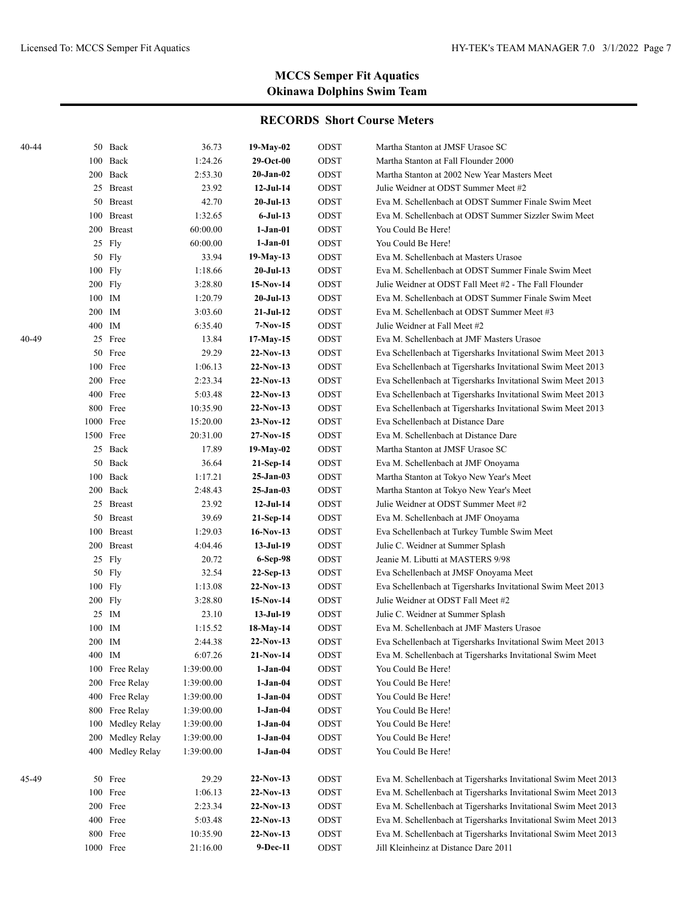## MCCS Semper Fit Aquatics
## Okinawa Dolphins Swim Team

### RECORDS Short Course Meters

| Age Group | Distance | Event | Time | Date | Team | Swimmer / Meet |
|---|---|---|---|---|---|---|
| 40-44 | 50 | Back | 36.73 | **19-May-02** | ODST | Martha Stanton at JMSF Urasoe SC |
| | 100 | Back | 1:24.26 | **29-Oct-00** | ODST | Martha Stanton at Fall Flounder 2000 |
| | 200 | Back | 2:53.30 | **20-Jan-02** | ODST | Martha Stanton at 2002 New Year Masters Meet |
| | 25 | Breast | 23.92 | **12-Jul-14** | ODST | Julie Weidner at ODST Summer Meet #2 |
| | 50 | Breast | 42.70 | **20-Jul-13** | ODST | Eva M. Schellenbach at ODST Summer Finale Swim Meet |
| | 100 | Breast | 1:32.65 | **6-Jul-13** | ODST | Eva M. Schellenbach at ODST Summer Sizzler Swim Meet |
| | 200 | Breast | 60:00.00 | **1-Jan-01** | ODST | You Could Be Here! |
| | 25 | Fly | 60:00.00 | **1-Jan-01** | ODST | You Could Be Here! |
| | 50 | Fly | 33.94 | **19-May-13** | ODST | Eva M. Schellenbach at Masters Urasoe |
| | 100 | Fly | 1:18.66 | **20-Jul-13** | ODST | Eva M. Schellenbach at ODST Summer Finale Swim Meet |
| | 200 | Fly | 3:28.80 | **15-Nov-14** | ODST | Julie Weidner at ODST Fall Meet #2 - The Fall Flounder |
| | 100 | IM | 1:20.79 | **20-Jul-13** | ODST | Eva M. Schellenbach at ODST Summer Finale Swim Meet |
| | 200 | IM | 3:03.60 | **21-Jul-12** | ODST | Eva M. Schellenbach at ODST Summer Meet #3 |
| | 400 | IM | 6:35.40 | **7-Nov-15** | ODST | Julie Weidner at Fall Meet #2 |
| 40-49 | 25 | Free | 13.84 | **17-May-15** | ODST | Eva M. Schellenbach at JMF Masters Urasoe |
| | 50 | Free | 29.29 | **22-Nov-13** | ODST | Eva Schellenbach at Tigersharks Invitational Swim Meet 2013 |
| | 100 | Free | 1:06.13 | **22-Nov-13** | ODST | Eva Schellenbach at Tigersharks Invitational Swim Meet 2013 |
| | 200 | Free | 2:23.34 | **22-Nov-13** | ODST | Eva Schellenbach at Tigersharks Invitational Swim Meet 2013 |
| | 400 | Free | 5:03.48 | **22-Nov-13** | ODST | Eva Schellenbach at Tigersharks Invitational Swim Meet 2013 |
| | 800 | Free | 10:35.90 | **22-Nov-13** | ODST | Eva Schellenbach at Tigersharks Invitational Swim Meet 2013 |
| | 1000 | Free | 15:20.00 | **23-Nov-12** | ODST | Eva Schellenbach at Distance Dare |
| | 1500 | Free | 20:31.00 | **27-Nov-15** | ODST | Eva M. Schellenbach at Distance Dare |
| | 25 | Back | 17.89 | **19-May-02** | ODST | Martha Stanton at JMSF Urasoe SC |
| | 50 | Back | 36.64 | **21-Sep-14** | ODST | Eva M. Schellenbach at JMF Onoyama |
| | 100 | Back | 1:17.21 | **25-Jan-03** | ODST | Martha Stanton at Tokyo New Year's Meet |
| | 200 | Back | 2:48.43 | **25-Jan-03** | ODST | Martha Stanton at Tokyo New Year's Meet |
| | 25 | Breast | 23.92 | **12-Jul-14** | ODST | Julie Weidner at ODST Summer Meet #2 |
| | 50 | Breast | 39.69 | **21-Sep-14** | ODST | Eva M. Schellenbach at JMF Onoyama |
| | 100 | Breast | 1:29.03 | **16-Nov-13** | ODST | Eva Schellenbach at Turkey Tumble Swim Meet |
| | 200 | Breast | 4:04.46 | **13-Jul-19** | ODST | Julie C. Weidner at Summer Splash |
| | 25 | Fly | 20.72 | **6-Sep-98** | ODST | Jeanie M. Libutti at MASTERS 9/98 |
| | 50 | Fly | 32.54 | **22-Sep-13** | ODST | Eva Schellenbach at JMSF Onoyama Meet |
| | 100 | Fly | 1:13.08 | **22-Nov-13** | ODST | Eva Schellenbach at Tigersharks Invitational Swim Meet 2013 |
| | 200 | Fly | 3:28.80 | **15-Nov-14** | ODST | Julie Weidner at ODST Fall Meet #2 |
| | 25 | IM | 23.10 | **13-Jul-19** | ODST | Julie C. Weidner at Summer Splash |
| | 100 | IM | 1:15.52 | **18-May-14** | ODST | Eva M. Schellenbach at JMF Masters Urasoe |
| | 200 | IM | 2:44.38 | **22-Nov-13** | ODST | Eva Schellenbach at Tigersharks Invitational Swim Meet 2013 |
| | 400 | IM | 6:07.26 | **21-Nov-14** | ODST | Eva M. Schellenbach at Tigersharks Invitational Swim Meet |
| | 100 | Free Relay | 1:39:00.00 | **1-Jan-04** | ODST | You Could Be Here! |
| | 200 | Free Relay | 1:39:00.00 | **1-Jan-04** | ODST | You Could Be Here! |
| | 400 | Free Relay | 1:39:00.00 | **1-Jan-04** | ODST | You Could Be Here! |
| | 800 | Free Relay | 1:39:00.00 | **1-Jan-04** | ODST | You Could Be Here! |
| | 100 | Medley Relay | 1:39:00.00 | **1-Jan-04** | ODST | You Could Be Here! |
| | 200 | Medley Relay | 1:39:00.00 | **1-Jan-04** | ODST | You Could Be Here! |
| | 400 | Medley Relay | 1:39:00.00 | **1-Jan-04** | ODST | You Could Be Here! |
| 45-49 | 50 | Free | 29.29 | **22-Nov-13** | ODST | Eva M. Schellenbach at Tigersharks Invitational Swim Meet 2013 |
| | 100 | Free | 1:06.13 | **22-Nov-13** | ODST | Eva M. Schellenbach at Tigersharks Invitational Swim Meet 2013 |
| | 200 | Free | 2:23.34 | **22-Nov-13** | ODST | Eva M. Schellenbach at Tigersharks Invitational Swim Meet 2013 |
| | 400 | Free | 5:03.48 | **22-Nov-13** | ODST | Eva M. Schellenbach at Tigersharks Invitational Swim Meet 2013 |
| | 800 | Free | 10:35.90 | **22-Nov-13** | ODST | Eva M. Schellenbach at Tigersharks Invitational Swim Meet 2013 |
| | 1000 | Free | 21:16.00 | **9-Dec-11** | ODST | Jill Kleinheinz at Distance Dare 2011 |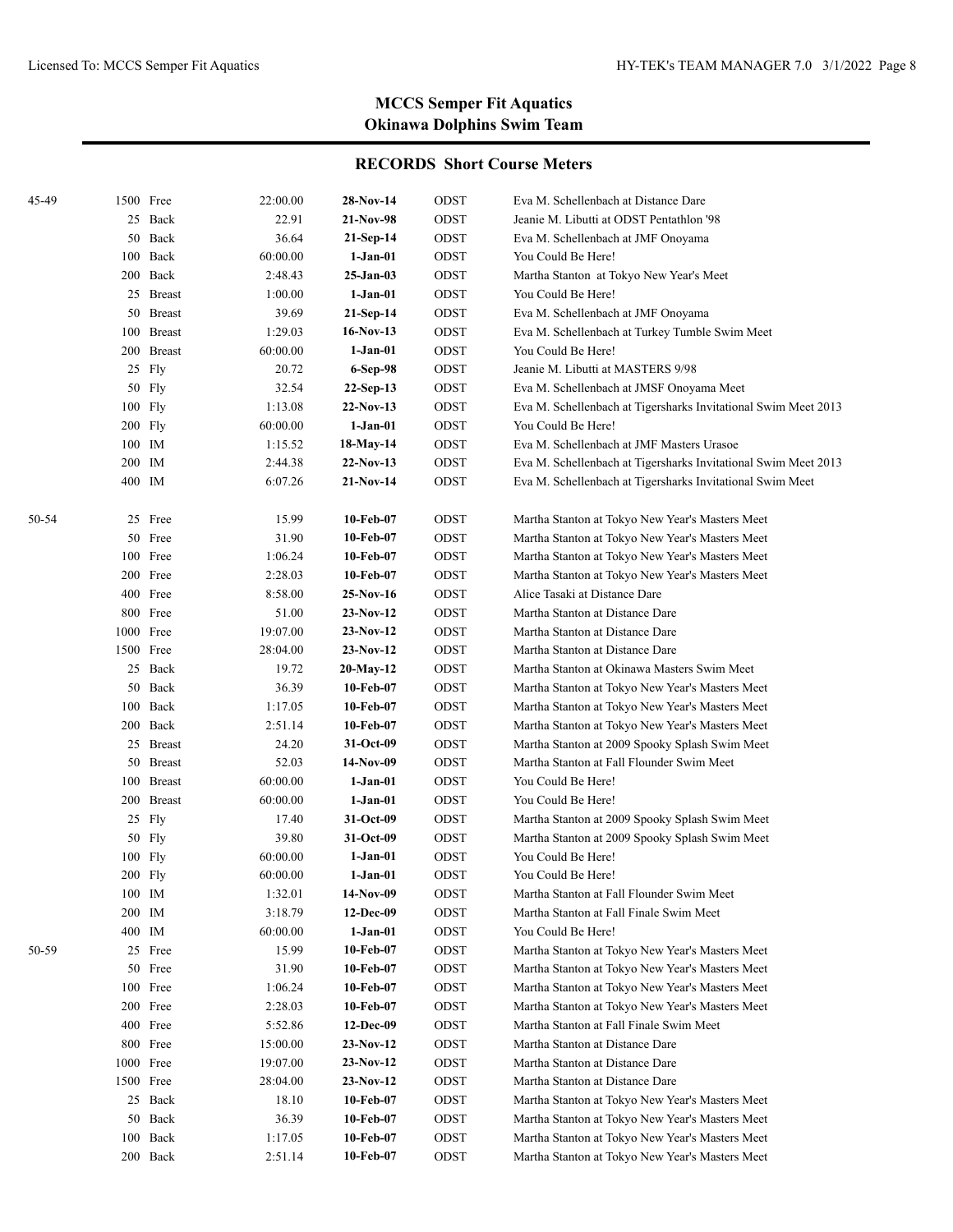## MCCS Semper Fit Aquatics
## Okinawa Dolphins Swim Team

### RECORDS Short Course Meters

| Age Group | Event | Time | Date | Team | Name / Meet |
|---|---|---|---|---|---|
| 45-49 | 1500 Free | 22:00.00 | **28-Nov-14** | ODST | Eva M. Schellenbach at Distance Dare |
| | 25 Back | 22.91 | **21-Nov-98** | ODST | Jeanie M. Libutti at ODST Pentathlon '98 |
| | 50 Back | 36.64 | **21-Sep-14** | ODST | Eva M. Schellenbach at JMF Onoyama |
| | 100 Back | 60:00.00 | **1-Jan-01** | ODST | You Could Be Here! |
| | 200 Back | 2:48.43 | **25-Jan-03** | ODST | Martha Stanton at Tokyo New Year's Meet |
| | 25 Breast | 1:00.00 | **1-Jan-01** | ODST | You Could Be Here! |
| | 50 Breast | 39.69 | **21-Sep-14** | ODST | Eva M. Schellenbach at JMF Onoyama |
| | 100 Breast | 1:29.03 | **16-Nov-13** | ODST | Eva M. Schellenbach at Turkey Tumble Swim Meet |
| | 200 Breast | 60:00.00 | **1-Jan-01** | ODST | You Could Be Here! |
| | 25 Fly | 20.72 | **6-Sep-98** | ODST | Jeanie M. Libutti at MASTERS 9/98 |
| | 50 Fly | 32.54 | **22-Sep-13** | ODST | Eva M. Schellenbach at JMSF Onoyama Meet |
| | 100 Fly | 1:13.08 | **22-Nov-13** | ODST | Eva M. Schellenbach at Tigersharks Invitational Swim Meet 2013 |
| | 200 Fly | 60:00.00 | **1-Jan-01** | ODST | You Could Be Here! |
| | 100 IM | 1:15.52 | **18-May-14** | ODST | Eva M. Schellenbach at JMF Masters Urasoe |
| | 200 IM | 2:44.38 | **22-Nov-13** | ODST | Eva M. Schellenbach at Tigersharks Invitational Swim Meet 2013 |
| | 400 IM | 6:07.26 | **21-Nov-14** | ODST | Eva M. Schellenbach at Tigersharks Invitational Swim Meet |
| 50-54 | 25 Free | 15.99 | **10-Feb-07** | ODST | Martha Stanton at Tokyo New Year's Masters Meet |
| | 50 Free | 31.90 | **10-Feb-07** | ODST | Martha Stanton at Tokyo New Year's Masters Meet |
| | 100 Free | 1:06.24 | **10-Feb-07** | ODST | Martha Stanton at Tokyo New Year's Masters Meet |
| | 200 Free | 2:28.03 | **10-Feb-07** | ODST | Martha Stanton at Tokyo New Year's Masters Meet |
| | 400 Free | 8:58.00 | **25-Nov-16** | ODST | Alice Tasaki at Distance Dare |
| | 800 Free | 51.00 | **23-Nov-12** | ODST | Martha Stanton at Distance Dare |
| | 1000 Free | 19:07.00 | **23-Nov-12** | ODST | Martha Stanton at Distance Dare |
| | 1500 Free | 28:04.00 | **23-Nov-12** | ODST | Martha Stanton at Distance Dare |
| | 25 Back | 19.72 | **20-May-12** | ODST | Martha Stanton at Okinawa Masters Swim Meet |
| | 50 Back | 36.39 | **10-Feb-07** | ODST | Martha Stanton at Tokyo New Year's Masters Meet |
| | 100 Back | 1:17.05 | **10-Feb-07** | ODST | Martha Stanton at Tokyo New Year's Masters Meet |
| | 200 Back | 2:51.14 | **10-Feb-07** | ODST | Martha Stanton at Tokyo New Year's Masters Meet |
| | 25 Breast | 24.20 | **31-Oct-09** | ODST | Martha Stanton at 2009 Spooky Splash Swim Meet |
| | 50 Breast | 52.03 | **14-Nov-09** | ODST | Martha Stanton at Fall Flounder Swim Meet |
| | 100 Breast | 60:00.00 | **1-Jan-01** | ODST | You Could Be Here! |
| | 200 Breast | 60:00.00 | **1-Jan-01** | ODST | You Could Be Here! |
| | 25 Fly | 17.40 | **31-Oct-09** | ODST | Martha Stanton at 2009 Spooky Splash Swim Meet |
| | 50 Fly | 39.80 | **31-Oct-09** | ODST | Martha Stanton at 2009 Spooky Splash Swim Meet |
| | 100 Fly | 60:00.00 | **1-Jan-01** | ODST | You Could Be Here! |
| | 200 Fly | 60:00.00 | **1-Jan-01** | ODST | You Could Be Here! |
| | 100 IM | 1:32.01 | **14-Nov-09** | ODST | Martha Stanton at Fall Flounder Swim Meet |
| | 200 IM | 3:18.79 | **12-Dec-09** | ODST | Martha Stanton at Fall Finale Swim Meet |
| | 400 IM | 60:00.00 | **1-Jan-01** | ODST | You Could Be Here! |
| 50-59 | 25 Free | 15.99 | **10-Feb-07** | ODST | Martha Stanton at Tokyo New Year's Masters Meet |
| | 50 Free | 31.90 | **10-Feb-07** | ODST | Martha Stanton at Tokyo New Year's Masters Meet |
| | 100 Free | 1:06.24 | **10-Feb-07** | ODST | Martha Stanton at Tokyo New Year's Masters Meet |
| | 200 Free | 2:28.03 | **10-Feb-07** | ODST | Martha Stanton at Tokyo New Year's Masters Meet |
| | 400 Free | 5:52.86 | **12-Dec-09** | ODST | Martha Stanton at Fall Finale Swim Meet |
| | 800 Free | 15:00.00 | **23-Nov-12** | ODST | Martha Stanton at Distance Dare |
| | 1000 Free | 19:07.00 | **23-Nov-12** | ODST | Martha Stanton at Distance Dare |
| | 1500 Free | 28:04.00 | **23-Nov-12** | ODST | Martha Stanton at Distance Dare |
| | 25 Back | 18.10 | **10-Feb-07** | ODST | Martha Stanton at Tokyo New Year's Masters Meet |
| | 50 Back | 36.39 | **10-Feb-07** | ODST | Martha Stanton at Tokyo New Year's Masters Meet |
| | 100 Back | 1:17.05 | **10-Feb-07** | ODST | Martha Stanton at Tokyo New Year's Masters Meet |
| | 200 Back | 2:51.14 | **10-Feb-07** | ODST | Martha Stanton at Tokyo New Year's Masters Meet |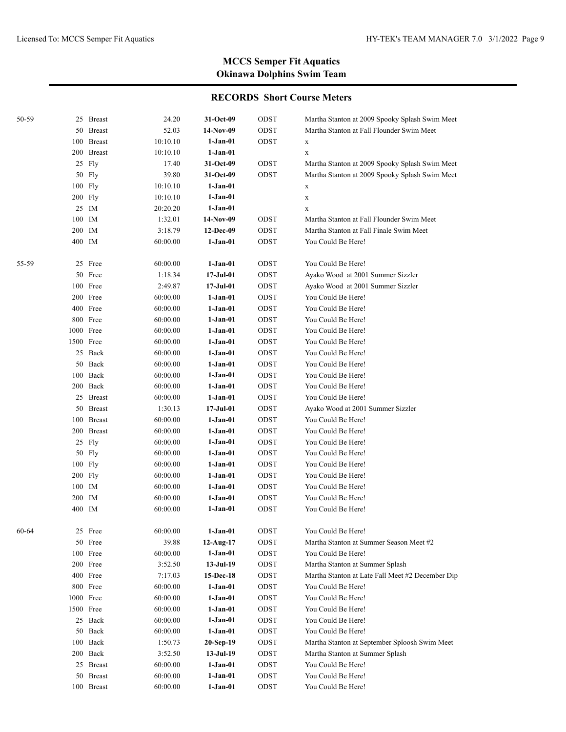# MCCS Semper Fit Aquatics
## Okinawa Dolphins Swim Team

### RECORDS Short Course Meters

| Age Group | Event | Time | Date | Team | Record Holder |
|---|---|---|---|---|---|
| 50-59 | 25 Breast | 24.20 | **31-Oct-09** | ODST | Martha Stanton at 2009 Spooky Splash Swim Meet |
| | 50 Breast | 52.03 | **14-Nov-09** | ODST | Martha Stanton at Fall Flounder Swim Meet |
| | 100 Breast | 10:10.10 | **1-Jan-01** | ODST | x |
| | 200 Breast | 10:10.10 | **1-Jan-01** | | x |
| | 25 Fly | 17.40 | **31-Oct-09** | ODST | Martha Stanton at 2009 Spooky Splash Swim Meet |
| | 50 Fly | 39.80 | **31-Oct-09** | ODST | Martha Stanton at 2009 Spooky Splash Swim Meet |
| | 100 Fly | 10:10.10 | **1-Jan-01** | | x |
| | 200 Fly | 10:10.10 | **1-Jan-01** | | x |
| | 25 IM | 20:20.20 | **1-Jan-01** | | x |
| | 100 IM | 1:32.01 | **14-Nov-09** | ODST | Martha Stanton at Fall Flounder Swim Meet |
| | 200 IM | 3:18.79 | **12-Dec-09** | ODST | Martha Stanton at Fall Finale Swim Meet |
| | 400 IM | 60:00.00 | **1-Jan-01** | ODST | You Could Be Here! |
| 55-59 | 25 Free | 60:00.00 | **1-Jan-01** | ODST | You Could Be Here! |
| | 50 Free | 1:18.34 | **17-Jul-01** | ODST | Ayako Wood at 2001 Summer Sizzler |
| | 100 Free | 2:49.87 | **17-Jul-01** | ODST | Ayako Wood at 2001 Summer Sizzler |
| | 200 Free | 60:00.00 | **1-Jan-01** | ODST | You Could Be Here! |
| | 400 Free | 60:00.00 | **1-Jan-01** | ODST | You Could Be Here! |
| | 800 Free | 60:00.00 | **1-Jan-01** | ODST | You Could Be Here! |
| | 1000 Free | 60:00.00 | **1-Jan-01** | ODST | You Could Be Here! |
| | 1500 Free | 60:00.00 | **1-Jan-01** | ODST | You Could Be Here! |
| | 25 Back | 60:00.00 | **1-Jan-01** | ODST | You Could Be Here! |
| | 50 Back | 60:00.00 | **1-Jan-01** | ODST | You Could Be Here! |
| | 100 Back | 60:00.00 | **1-Jan-01** | ODST | You Could Be Here! |
| | 200 Back | 60:00.00 | **1-Jan-01** | ODST | You Could Be Here! |
| | 25 Breast | 60:00.00 | **1-Jan-01** | ODST | You Could Be Here! |
| | 50 Breast | 1:30.13 | **17-Jul-01** | ODST | Ayako Wood at 2001 Summer Sizzler |
| | 100 Breast | 60:00.00 | **1-Jan-01** | ODST | You Could Be Here! |
| | 200 Breast | 60:00.00 | **1-Jan-01** | ODST | You Could Be Here! |
| | 25 Fly | 60:00.00 | **1-Jan-01** | ODST | You Could Be Here! |
| | 50 Fly | 60:00.00 | **1-Jan-01** | ODST | You Could Be Here! |
| | 100 Fly | 60:00.00 | **1-Jan-01** | ODST | You Could Be Here! |
| | 200 Fly | 60:00.00 | **1-Jan-01** | ODST | You Could Be Here! |
| | 100 IM | 60:00.00 | **1-Jan-01** | ODST | You Could Be Here! |
| | 200 IM | 60:00.00 | **1-Jan-01** | ODST | You Could Be Here! |
| | 400 IM | 60:00.00 | **1-Jan-01** | ODST | You Could Be Here! |
| 60-64 | 25 Free | 60:00.00 | **1-Jan-01** | ODST | You Could Be Here! |
| | 50 Free | 39.88 | **12-Aug-17** | ODST | Martha Stanton at Summer Season Meet #2 |
| | 100 Free | 60:00.00 | **1-Jan-01** | ODST | You Could Be Here! |
| | 200 Free | 3:52.50 | **13-Jul-19** | ODST | Martha Stanton at Summer Splash |
| | 400 Free | 7:17.03 | **15-Dec-18** | ODST | Martha Stanton at Late Fall Meet #2 December Dip |
| | 800 Free | 60:00.00 | **1-Jan-01** | ODST | You Could Be Here! |
| | 1000 Free | 60:00.00 | **1-Jan-01** | ODST | You Could Be Here! |
| | 1500 Free | 60:00.00 | **1-Jan-01** | ODST | You Could Be Here! |
| | 25 Back | 60:00.00 | **1-Jan-01** | ODST | You Could Be Here! |
| | 50 Back | 60:00.00 | **1-Jan-01** | ODST | You Could Be Here! |
| | 100 Back | 1:50.73 | **20-Sep-19** | ODST | Martha Stanton at September Sploosh Swim Meet |
| | 200 Back | 3:52.50 | **13-Jul-19** | ODST | Martha Stanton at Summer Splash |
| | 25 Breast | 60:00.00 | **1-Jan-01** | ODST | You Could Be Here! |
| | 50 Breast | 60:00.00 | **1-Jan-01** | ODST | You Could Be Here! |
| | 100 Breast | 60:00.00 | **1-Jan-01** | ODST | You Could Be Here! |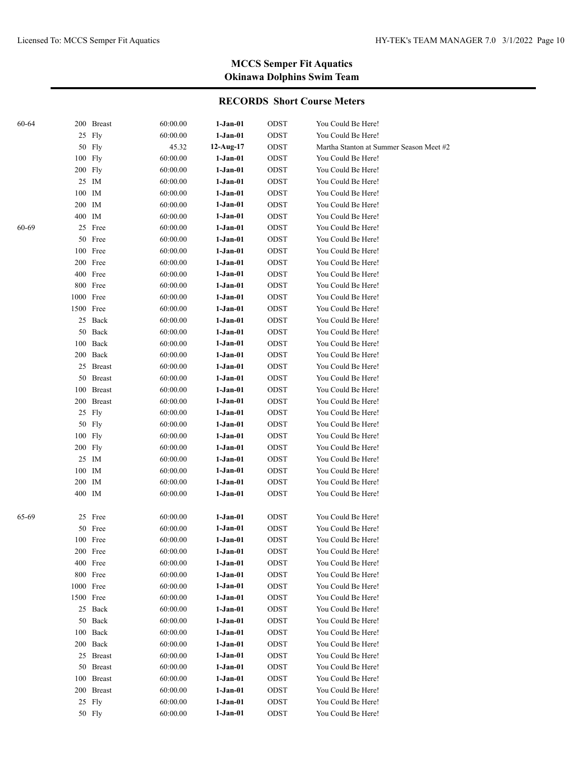## MCCS Semper Fit Aquatics
## Okinawa Dolphins Swim Team

### RECORDS Short Course Meters

| Age Group | Distance | Stroke | Time | Date | Team | Name |
|---|---|---|---|---|---|---|
| 60-64 | 200 | Breast | 60:00.00 | **1-Jan-01** | ODST | You Could Be Here! |
| | 25 | Fly | 60:00.00 | **1-Jan-01** | ODST | You Could Be Here! |
| | 50 | Fly | 45.32 | **12-Aug-17** | ODST | Martha Stanton at Summer Season Meet #2 |
| | 100 | Fly | 60:00.00 | **1-Jan-01** | ODST | You Could Be Here! |
| | 200 | Fly | 60:00.00 | **1-Jan-01** | ODST | You Could Be Here! |
| | 25 | IM | 60:00.00 | **1-Jan-01** | ODST | You Could Be Here! |
| | 100 | IM | 60:00.00 | **1-Jan-01** | ODST | You Could Be Here! |
| | 200 | IM | 60:00.00 | **1-Jan-01** | ODST | You Could Be Here! |
| | 400 | IM | 60:00.00 | **1-Jan-01** | ODST | You Could Be Here! |
| 60-69 | 25 | Free | 60:00.00 | **1-Jan-01** | ODST | You Could Be Here! |
| | 50 | Free | 60:00.00 | **1-Jan-01** | ODST | You Could Be Here! |
| | 100 | Free | 60:00.00 | **1-Jan-01** | ODST | You Could Be Here! |
| | 200 | Free | 60:00.00 | **1-Jan-01** | ODST | You Could Be Here! |
| | 400 | Free | 60:00.00 | **1-Jan-01** | ODST | You Could Be Here! |
| | 800 | Free | 60:00.00 | **1-Jan-01** | ODST | You Could Be Here! |
| | 1000 | Free | 60:00.00 | **1-Jan-01** | ODST | You Could Be Here! |
| | 1500 | Free | 60:00.00 | **1-Jan-01** | ODST | You Could Be Here! |
| | 25 | Back | 60:00.00 | **1-Jan-01** | ODST | You Could Be Here! |
| | 50 | Back | 60:00.00 | **1-Jan-01** | ODST | You Could Be Here! |
| | 100 | Back | 60:00.00 | **1-Jan-01** | ODST | You Could Be Here! |
| | 200 | Back | 60:00.00 | **1-Jan-01** | ODST | You Could Be Here! |
| | 25 | Breast | 60:00.00 | **1-Jan-01** | ODST | You Could Be Here! |
| | 50 | Breast | 60:00.00 | **1-Jan-01** | ODST | You Could Be Here! |
| | 100 | Breast | 60:00.00 | **1-Jan-01** | ODST | You Could Be Here! |
| | 200 | Breast | 60:00.00 | **1-Jan-01** | ODST | You Could Be Here! |
| | 25 | Fly | 60:00.00 | **1-Jan-01** | ODST | You Could Be Here! |
| | 50 | Fly | 60:00.00 | **1-Jan-01** | ODST | You Could Be Here! |
| | 100 | Fly | 60:00.00 | **1-Jan-01** | ODST | You Could Be Here! |
| | 200 | Fly | 60:00.00 | **1-Jan-01** | ODST | You Could Be Here! |
| | 25 | IM | 60:00.00 | **1-Jan-01** | ODST | You Could Be Here! |
| | 100 | IM | 60:00.00 | **1-Jan-01** | ODST | You Could Be Here! |
| | 200 | IM | 60:00.00 | **1-Jan-01** | ODST | You Could Be Here! |
| | 400 | IM | 60:00.00 | **1-Jan-01** | ODST | You Could Be Here! |
| 65-69 | 25 | Free | 60:00.00 | **1-Jan-01** | ODST | You Could Be Here! |
| | 50 | Free | 60:00.00 | **1-Jan-01** | ODST | You Could Be Here! |
| | 100 | Free | 60:00.00 | **1-Jan-01** | ODST | You Could Be Here! |
| | 200 | Free | 60:00.00 | **1-Jan-01** | ODST | You Could Be Here! |
| | 400 | Free | 60:00.00 | **1-Jan-01** | ODST | You Could Be Here! |
| | 800 | Free | 60:00.00 | **1-Jan-01** | ODST | You Could Be Here! |
| | 1000 | Free | 60:00.00 | **1-Jan-01** | ODST | You Could Be Here! |
| | 1500 | Free | 60:00.00 | **1-Jan-01** | ODST | You Could Be Here! |
| | 25 | Back | 60:00.00 | **1-Jan-01** | ODST | You Could Be Here! |
| | 50 | Back | 60:00.00 | **1-Jan-01** | ODST | You Could Be Here! |
| | 100 | Back | 60:00.00 | **1-Jan-01** | ODST | You Could Be Here! |
| | 200 | Back | 60:00.00 | **1-Jan-01** | ODST | You Could Be Here! |
| | 25 | Breast | 60:00.00 | **1-Jan-01** | ODST | You Could Be Here! |
| | 50 | Breast | 60:00.00 | **1-Jan-01** | ODST | You Could Be Here! |
| | 100 | Breast | 60:00.00 | **1-Jan-01** | ODST | You Could Be Here! |
| | 200 | Breast | 60:00.00 | **1-Jan-01** | ODST | You Could Be Here! |
| | 25 | Fly | 60:00.00 | **1-Jan-01** | ODST | You Could Be Here! |
| | 50 | Fly | 60:00.00 | **1-Jan-01** | ODST | You Could Be Here! |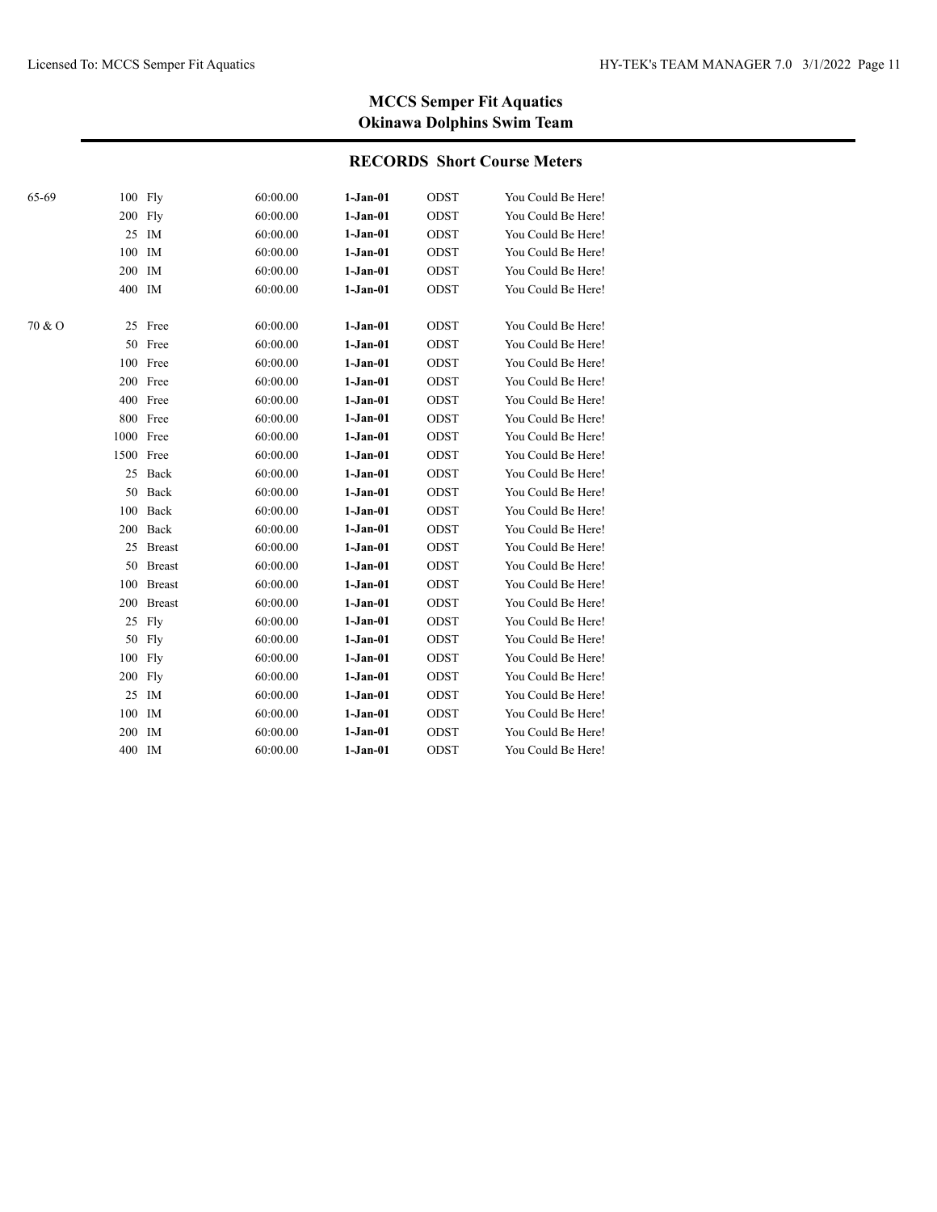**MCCS Semper Fit Aquatics**
**Okinawa Dolphins Swim Team**

## RECORDS Short Course Meters

| Age Group | Distance | Stroke | Time | Date | Team | Name |
|---|---|---|---|---|---|---|
| 65-69 | 100 | Fly | 60:00.00 | **1-Jan-01** | ODST | You Could Be Here! |
| | 200 | Fly | 60:00.00 | **1-Jan-01** | ODST | You Could Be Here! |
| | 25 | IM | 60:00.00 | **1-Jan-01** | ODST | You Could Be Here! |
| | 100 | IM | 60:00.00 | **1-Jan-01** | ODST | You Could Be Here! |
| | 200 | IM | 60:00.00 | **1-Jan-01** | ODST | You Could Be Here! |
| | 400 | IM | 60:00.00 | **1-Jan-01** | ODST | You Could Be Here! |
| 70 & O | 25 | Free | 60:00.00 | **1-Jan-01** | ODST | You Could Be Here! |
| | 50 | Free | 60:00.00 | **1-Jan-01** | ODST | You Could Be Here! |
| | 100 | Free | 60:00.00 | **1-Jan-01** | ODST | You Could Be Here! |
| | 200 | Free | 60:00.00 | **1-Jan-01** | ODST | You Could Be Here! |
| | 400 | Free | 60:00.00 | **1-Jan-01** | ODST | You Could Be Here! |
| | 800 | Free | 60:00.00 | **1-Jan-01** | ODST | You Could Be Here! |
| | 1000 | Free | 60:00.00 | **1-Jan-01** | ODST | You Could Be Here! |
| | 1500 | Free | 60:00.00 | **1-Jan-01** | ODST | You Could Be Here! |
| | 25 | Back | 60:00.00 | **1-Jan-01** | ODST | You Could Be Here! |
| | 50 | Back | 60:00.00 | **1-Jan-01** | ODST | You Could Be Here! |
| | 100 | Back | 60:00.00 | **1-Jan-01** | ODST | You Could Be Here! |
| | 200 | Back | 60:00.00 | **1-Jan-01** | ODST | You Could Be Here! |
| | 25 | Breast | 60:00.00 | **1-Jan-01** | ODST | You Could Be Here! |
| | 50 | Breast | 60:00.00 | **1-Jan-01** | ODST | You Could Be Here! |
| | 100 | Breast | 60:00.00 | **1-Jan-01** | ODST | You Could Be Here! |
| | 200 | Breast | 60:00.00 | **1-Jan-01** | ODST | You Could Be Here! |
| | 25 | Fly | 60:00.00 | **1-Jan-01** | ODST | You Could Be Here! |
| | 50 | Fly | 60:00.00 | **1-Jan-01** | ODST | You Could Be Here! |
| | 100 | Fly | 60:00.00 | **1-Jan-01** | ODST | You Could Be Here! |
| | 200 | Fly | 60:00.00 | **1-Jan-01** | ODST | You Could Be Here! |
| | 25 | IM | 60:00.00 | **1-Jan-01** | ODST | You Could Be Here! |
| | 100 | IM | 60:00.00 | **1-Jan-01** | ODST | You Could Be Here! |
| | 200 | IM | 60:00.00 | **1-Jan-01** | ODST | You Could Be Here! |
| | 400 | IM | 60:00.00 | **1-Jan-01** | ODST | You Could Be Here! |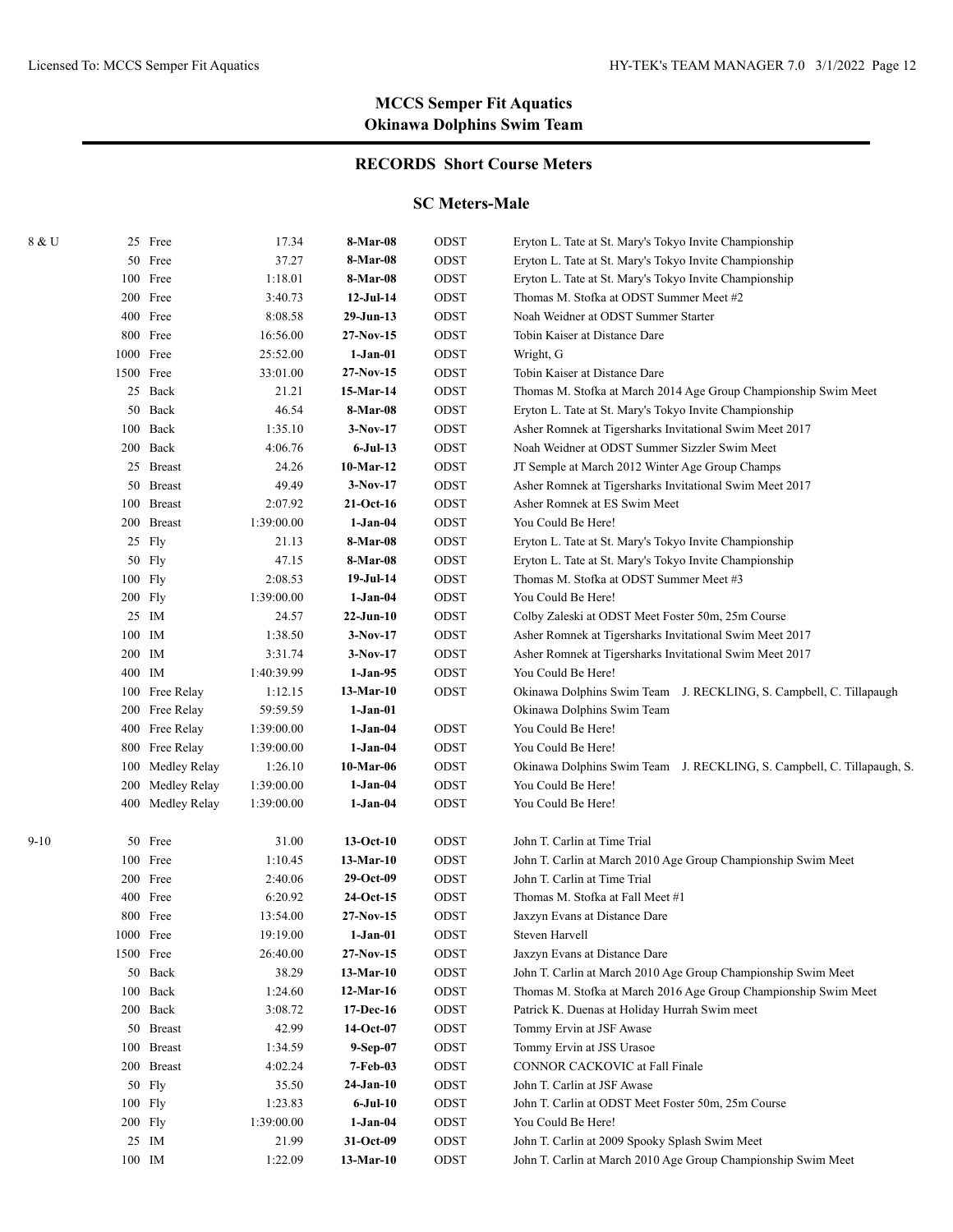## MCCS Semper Fit Aquatics
## Okinawa Dolphins Swim Team

### RECORDS Short Course Meters

### SC Meters-Male

| Age Group | Event | Time | Date | Team | Name / Meet |
|---|---|---|---|---|---|
| 8 & U | 25 Free | 17.34 | **8-Mar-08** | ODST | Eryton L. Tate at St. Mary's Tokyo Invite Championship |
| | 50 Free | 37.27 | **8-Mar-08** | ODST | Eryton L. Tate at St. Mary's Tokyo Invite Championship |
| | 100 Free | 1:18.01 | **8-Mar-08** | ODST | Eryton L. Tate at St. Mary's Tokyo Invite Championship |
| | 200 Free | 3:40.73 | **12-Jul-14** | ODST | Thomas M. Stofka at ODST Summer Meet #2 |
| | 400 Free | 8:08.58 | **29-Jun-13** | ODST | Noah Weidner at ODST Summer Starter |
| | 800 Free | 16:56.00 | **27-Nov-15** | ODST | Tobin Kaiser at Distance Dare |
| | 1000 Free | 25:52.00 | **1-Jan-01** | ODST | Wright, G |
| | 1500 Free | 33:01.00 | **27-Nov-15** | ODST | Tobin Kaiser at Distance Dare |
| | 25 Back | 21.21 | **15-Mar-14** | ODST | Thomas M. Stofka at March 2014 Age Group Championship Swim Meet |
| | 50 Back | 46.54 | **8-Mar-08** | ODST | Eryton L. Tate at St. Mary's Tokyo Invite Championship |
| | 100 Back | 1:35.10 | **3-Nov-17** | ODST | Asher Romnek at Tigersharks Invitational Swim Meet 2017 |
| | 200 Back | 4:06.76 | **6-Jul-13** | ODST | Noah Weidner at ODST Summer Sizzler Swim Meet |
| | 25 Breast | 24.26 | **10-Mar-12** | ODST | JT Semple at March 2012 Winter Age Group Champs |
| | 50 Breast | 49.49 | **3-Nov-17** | ODST | Asher Romnek at Tigersharks Invitational Swim Meet 2017 |
| | 100 Breast | 2:07.92 | **21-Oct-16** | ODST | Asher Romnek at ES Swim Meet |
| | 200 Breast | 1:39:00.00 | **1-Jan-04** | ODST | You Could Be Here! |
| | 25 Fly | 21.13 | **8-Mar-08** | ODST | Eryton L. Tate at St. Mary's Tokyo Invite Championship |
| | 50 Fly | 47.15 | **8-Mar-08** | ODST | Eryton L. Tate at St. Mary's Tokyo Invite Championship |
| | 100 Fly | 2:08.53 | **19-Jul-14** | ODST | Thomas M. Stofka at ODST Summer Meet #3 |
| | 200 Fly | 1:39:00.00 | **1-Jan-04** | ODST | You Could Be Here! |
| | 25 IM | 24.57 | **22-Jun-10** | ODST | Colby Zaleski at ODST Meet Foster 50m, 25m Course |
| | 100 IM | 1:38.50 | **3-Nov-17** | ODST | Asher Romnek at Tigersharks Invitational Swim Meet 2017 |
| | 200 IM | 3:31.74 | **3-Nov-17** | ODST | Asher Romnek at Tigersharks Invitational Swim Meet 2017 |
| | 400 IM | 1:40:39.99 | **1-Jan-95** | ODST | You Could Be Here! |
| | 100 Free Relay | 1:12.15 | **13-Mar-10** | ODST | Okinawa Dolphins Swim Team J. RECKLING, S. Campbell, C. Tillapaugh |
| | 200 Free Relay | 59:59.59 | **1-Jan-01** | | Okinawa Dolphins Swim Team |
| | 400 Free Relay | 1:39:00.00 | **1-Jan-04** | ODST | You Could Be Here! |
| | 800 Free Relay | 1:39:00.00 | **1-Jan-04** | ODST | You Could Be Here! |
| | 100 Medley Relay | 1:26.10 | **10-Mar-06** | ODST | Okinawa Dolphins Swim Team J. RECKLING, S. Campbell, C. Tillapaugh, S. |
| | 200 Medley Relay | 1:39:00.00 | **1-Jan-04** | ODST | You Could Be Here! |
| | 400 Medley Relay | 1:39:00.00 | **1-Jan-04** | ODST | You Could Be Here! |
| 9-10 | 50 Free | 31.00 | **13-Oct-10** | ODST | John T. Carlin at Time Trial |
| | 100 Free | 1:10.45 | **13-Mar-10** | ODST | John T. Carlin at March 2010 Age Group Championship Swim Meet |
| | 200 Free | 2:40.06 | **29-Oct-09** | ODST | John T. Carlin at Time Trial |
| | 400 Free | 6:20.92 | **24-Oct-15** | ODST | Thomas M. Stofka at Fall Meet #1 |
| | 800 Free | 13:54.00 | **27-Nov-15** | ODST | Jaxzyn Evans at Distance Dare |
| | 1000 Free | 19:19.00 | **1-Jan-01** | ODST | Steven Harvell |
| | 1500 Free | 26:40.00 | **27-Nov-15** | ODST | Jaxzyn Evans at Distance Dare |
| | 50 Back | 38.29 | **13-Mar-10** | ODST | John T. Carlin at March 2010 Age Group Championship Swim Meet |
| | 100 Back | 1:24.60 | **12-Mar-16** | ODST | Thomas M. Stofka at March 2016 Age Group Championship Swim Meet |
| | 200 Back | 3:08.72 | **17-Dec-16** | ODST | Patrick K. Duenas at Holiday Hurrah Swim meet |
| | 50 Breast | 42.99 | **14-Oct-07** | ODST | Tommy Ervin at JSF Awase |
| | 100 Breast | 1:34.59 | **9-Sep-07** | ODST | Tommy Ervin at JSS Urasoe |
| | 200 Breast | 4:02.24 | **7-Feb-03** | ODST | CONNOR CACKOVIC at Fall Finale |
| | 50 Fly | 35.50 | **24-Jan-10** | ODST | John T. Carlin at JSF Awase |
| | 100 Fly | 1:23.83 | **6-Jul-10** | ODST | John T. Carlin at ODST Meet Foster 50m, 25m Course |
| | 200 Fly | 1:39:00.00 | **1-Jan-04** | ODST | You Could Be Here! |
| | 25 IM | 21.99 | **31-Oct-09** | ODST | John T. Carlin at 2009 Spooky Splash Swim Meet |
| | 100 IM | 1:22.09 | **13-Mar-10** | ODST | John T. Carlin at March 2010 Age Group Championship Swim Meet |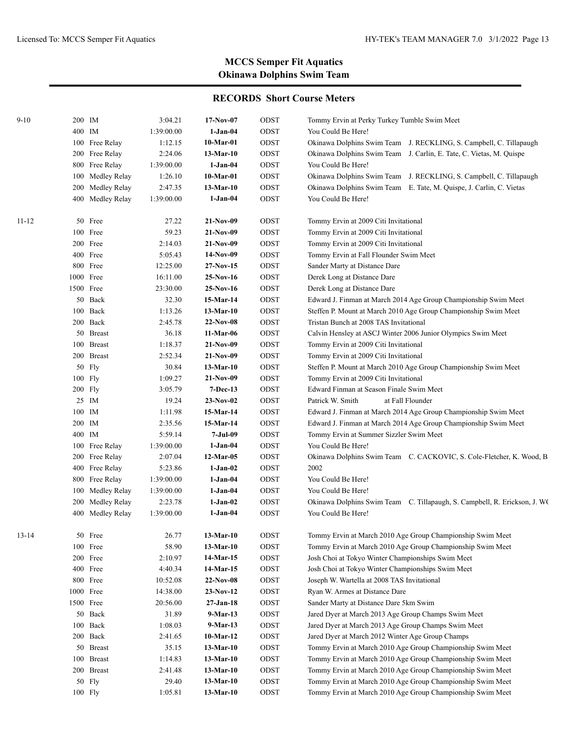## MCCS Semper Fit Aquatics
## Okinawa Dolphins Swim Team

### RECORDS Short Course Meters

| Age | Event | Time | Date | Team | Holder |
|---|---|---|---|---|---|
| 9-10 | 200 IM | 3:04.21 | **17-Nov-07** | ODST | Tommy Ervin at Perky Turkey Tumble Swim Meet |
| | 400 IM | 1:39:00.00 | **1-Jan-04** | ODST | You Could Be Here! |
| | 100 Free Relay | 1:12.15 | **10-Mar-01** | ODST | Okinawa Dolphins Swim Team J. RECKLING, S. Campbell, C. Tillapaugh |
| | 200 Free Relay | 2:24.06 | **13-Mar-10** | ODST | Okinawa Dolphins Swim Team J. Carlin, E. Tate, C. Vietas, M. Quispe |
| | 800 Free Relay | 1:39:00.00 | **1-Jan-04** | ODST | You Could Be Here! |
| | 100 Medley Relay | 1:26.10 | **10-Mar-01** | ODST | Okinawa Dolphins Swim Team J. RECKLING, S. Campbell, C. Tillapaugh |
| | 200 Medley Relay | 2:47.35 | **13-Mar-10** | ODST | Okinawa Dolphins Swim Team E. Tate, M. Quispe, J. Carlin, C. Vietas |
| | 400 Medley Relay | 1:39:00.00 | **1-Jan-04** | ODST | You Could Be Here! |
| 11-12 | 50 Free | 27.22 | **21-Nov-09** | ODST | Tommy Ervin at 2009 Citi Invitational |
| | 100 Free | 59.23 | **21-Nov-09** | ODST | Tommy Ervin at 2009 Citi Invitational |
| | 200 Free | 2:14.03 | **21-Nov-09** | ODST | Tommy Ervin at 2009 Citi Invitational |
| | 400 Free | 5:05.43 | **14-Nov-09** | ODST | Tommy Ervin at Fall Flounder Swim Meet |
| | 800 Free | 12:25.00 | **27-Nov-15** | ODST | Sander Marty at Distance Dare |
| | 1000 Free | 16:11.00 | **25-Nov-16** | ODST | Derek Long at Distance Dare |
| | 1500 Free | 23:30.00 | **25-Nov-16** | ODST | Derek Long at Distance Dare |
| | 50 Back | 32.30 | **15-Mar-14** | ODST | Edward J. Finman at March 2014 Age Group Championship Swim Meet |
| | 100 Back | 1:13.26 | **13-Mar-10** | ODST | Steffen P. Mount at March 2010 Age Group Championship Swim Meet |
| | 200 Back | 2:45.78 | **22-Nov-08** | ODST | Tristan Bunch at 2008 TAS Invitational |
| | 50 Breast | 36.18 | **11-Mar-06** | ODST | Calvin Hensley at ASCJ Winter 2006 Junior Olympics Swim Meet |
| | 100 Breast | 1:18.37 | **21-Nov-09** | ODST | Tommy Ervin at 2009 Citi Invitational |
| | 200 Breast | 2:52.34 | **21-Nov-09** | ODST | Tommy Ervin at 2009 Citi Invitational |
| | 50 Fly | 30.84 | **13-Mar-10** | ODST | Steffen P. Mount at March 2010 Age Group Championship Swim Meet |
| | 100 Fly | 1:09.27 | **21-Nov-09** | ODST | Tommy Ervin at 2009 Citi Invitational |
| | 200 Fly | 3:05.79 | **7-Dec-13** | ODST | Edward Finman at Season Finale Swim Meet |
| | 25 IM | 19.24 | **23-Nov-02** | ODST | Patrick W. Smith at Fall Flounder |
| | 100 IM | 1:11.98 | **15-Mar-14** | ODST | Edward J. Finman at March 2014 Age Group Championship Swim Meet |
| | 200 IM | 2:35.56 | **15-Mar-14** | ODST | Edward J. Finman at March 2014 Age Group Championship Swim Meet |
| | 400 IM | 5:59.14 | **7-Jul-09** | ODST | Tommy Ervin at Summer Sizzler Swim Meet |
| | 100 Free Relay | 1:39:00.00 | **1-Jan-04** | ODST | You Could Be Here! |
| | 200 Free Relay | 2:07.04 | **12-Mar-05** | ODST | Okinawa Dolphins Swim Team C. CACKOVIC, S. Cole-Fletcher, K. Wood, B |
| | 400 Free Relay | 5:23.86 | **1-Jan-02** | ODST | 2002 |
| | 800 Free Relay | 1:39:00.00 | **1-Jan-04** | ODST | You Could Be Here! |
| | 100 Medley Relay | 1:39:00.00 | **1-Jan-04** | ODST | You Could Be Here! |
| | 200 Medley Relay | 2:23.78 | **1-Jan-02** | ODST | Okinawa Dolphins Swim Team C. Tillapaugh, S. Campbell, R. Erickson, J. WO |
| | 400 Medley Relay | 1:39:00.00 | **1-Jan-04** | ODST | You Could Be Here! |
| 13-14 | 50 Free | 26.77 | **13-Mar-10** | ODST | Tommy Ervin at March 2010 Age Group Championship Swim Meet |
| | 100 Free | 58.90 | **13-Mar-10** | ODST | Tommy Ervin at March 2010 Age Group Championship Swim Meet |
| | 200 Free | 2:10.97 | **14-Mar-15** | ODST | Josh Choi at Tokyo Winter Championships Swim Meet |
| | 400 Free | 4:40.34 | **14-Mar-15** | ODST | Josh Choi at Tokyo Winter Championships Swim Meet |
| | 800 Free | 10:52.08 | **22-Nov-08** | ODST | Joseph W. Wartella at 2008 TAS Invitational |
| | 1000 Free | 14:38.00 | **23-Nov-12** | ODST | Ryan W. Armes at Distance Dare |
| | 1500 Free | 20:56.00 | **27-Jan-18** | ODST | Sander Marty at Distance Dare 5km Swim |
| | 50 Back | 31.89 | **9-Mar-13** | ODST | Jared Dyer at March 2013 Age Group Champs Swim Meet |
| | 100 Back | 1:08.03 | **9-Mar-13** | ODST | Jared Dyer at March 2013 Age Group Champs Swim Meet |
| | 200 Back | 2:41.65 | **10-Mar-12** | ODST | Jared Dyer at March 2012 Winter Age Group Champs |
| | 50 Breast | 35.15 | **13-Mar-10** | ODST | Tommy Ervin at March 2010 Age Group Championship Swim Meet |
| | 100 Breast | 1:14.83 | **13-Mar-10** | ODST | Tommy Ervin at March 2010 Age Group Championship Swim Meet |
| | 200 Breast | 2:41.48 | **13-Mar-10** | ODST | Tommy Ervin at March 2010 Age Group Championship Swim Meet |
| | 50 Fly | 29.40 | **13-Mar-10** | ODST | Tommy Ervin at March 2010 Age Group Championship Swim Meet |
| | 100 Fly | 1:05.81 | **13-Mar-10** | ODST | Tommy Ervin at March 2010 Age Group Championship Swim Meet |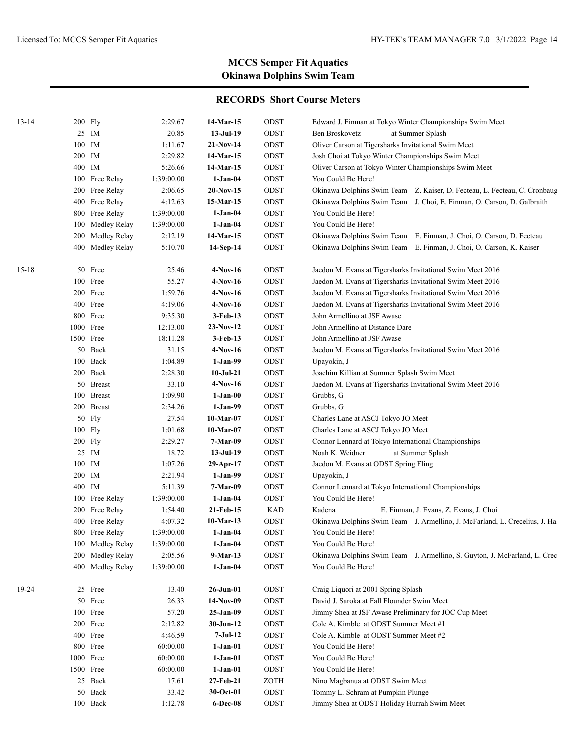## MCCS Semper Fit Aquatics
## Okinawa Dolphins Swim Team

### RECORDS Short Course Meters

| Age | Event | | Time | Date | Team | Swimmer / Meet |
|---|---|---|---|---|---|---|
| 13-14 | 200 | Fly | 2:29.67 | **14-Mar-15** | ODST | Edward J. Finman at Tokyo Winter Championships Swim Meet |
| | 25 | IM | 20.85 | **13-Jul-19** | ODST | Ben Broskovetz at Summer Splash |
| | 100 | IM | 1:11.67 | **21-Nov-14** | ODST | Oliver Carson at Tigersharks Invitational Swim Meet |
| | 200 | IM | 2:29.82 | **14-Mar-15** | ODST | Josh Choi at Tokyo Winter Championships Swim Meet |
| | 400 | IM | 5:26.66 | **14-Mar-15** | ODST | Oliver Carson at Tokyo Winter Championships Swim Meet |
| | 100 | Free Relay | 1:39:00.00 | **1-Jan-04** | ODST | You Could Be Here! |
| | 200 | Free Relay | 2:06.65 | **20-Nov-15** | ODST | Okinawa Dolphins Swim Team Z. Kaiser, D. Fecteau, L. Fecteau, C. Cronbaug |
| | 400 | Free Relay | 4:12.63 | **15-Mar-15** | ODST | Okinawa Dolphins Swim Team J. Choi, E. Finman, O. Carson, D. Galbraith |
| | 800 | Free Relay | 1:39:00.00 | **1-Jan-04** | ODST | You Could Be Here! |
| | 100 | Medley Relay | 1:39:00.00 | **1-Jan-04** | ODST | You Could Be Here! |
| | 200 | Medley Relay | 2:12.19 | **14-Mar-15** | ODST | Okinawa Dolphins Swim Team E. Finman, J. Choi, O. Carson, D. Fecteau |
| | 400 | Medley Relay | 5:10.70 | **14-Sep-14** | ODST | Okinawa Dolphins Swim Team E. Finman, J. Choi, O. Carson, K. Kaiser |
| 15-18 | 50 | Free | 25.46 | **4-Nov-16** | ODST | Jaedon M. Evans at Tigersharks Invitational Swim Meet 2016 |
| | 100 | Free | 55.27 | **4-Nov-16** | ODST | Jaedon M. Evans at Tigersharks Invitational Swim Meet 2016 |
| | 200 | Free | 1:59.76 | **4-Nov-16** | ODST | Jaedon M. Evans at Tigersharks Invitational Swim Meet 2016 |
| | 400 | Free | 4:19.06 | **4-Nov-16** | ODST | Jaedon M. Evans at Tigersharks Invitational Swim Meet 2016 |
| | 800 | Free | 9:35.30 | **3-Feb-13** | ODST | John Armellino at JSF Awase |
| | 1000 | Free | 12:13.00 | **23-Nov-12** | ODST | John Armellino at Distance Dare |
| | 1500 | Free | 18:11.28 | **3-Feb-13** | ODST | John Armellino at JSF Awase |
| | 50 | Back | 31.15 | **4-Nov-16** | ODST | Jaedon M. Evans at Tigersharks Invitational Swim Meet 2016 |
| | 100 | Back | 1:04.89 | **1-Jan-99** | ODST | Upayokin, J |
| | 200 | Back | 2:28.30 | **10-Jul-21** | ODST | Joachim Killian at Summer Splash Swim Meet |
| | 50 | Breast | 33.10 | **4-Nov-16** | ODST | Jaedon M. Evans at Tigersharks Invitational Swim Meet 2016 |
| | 100 | Breast | 1:09.90 | **1-Jan-00** | ODST | Grubbs, G |
| | 200 | Breast | 2:34.26 | **1-Jan-99** | ODST | Grubbs, G |
| | 50 | Fly | 27.54 | **10-Mar-07** | ODST | Charles Lane at ASCJ Tokyo JO Meet |
| | 100 | Fly | 1:01.68 | **10-Mar-07** | ODST | Charles Lane at ASCJ Tokyo JO Meet |
| | 200 | Fly | 2:29.27 | **7-Mar-09** | ODST | Connor Lennard at Tokyo International Championships |
| | 25 | IM | 18.72 | **13-Jul-19** | ODST | Noah K. Weidner at Summer Splash |
| | 100 | IM | 1:07.26 | **29-Apr-17** | ODST | Jaedon M. Evans at ODST Spring Fling |
| | 200 | IM | 2:21.94 | **1-Jan-99** | ODST | Upayokin, J |
| | 400 | IM | 5:11.39 | **7-Mar-09** | ODST | Connor Lennard at Tokyo International Championships |
| | 100 | Free Relay | 1:39:00.00 | **1-Jan-04** | ODST | You Could Be Here! |
| | 200 | Free Relay | 1:54.40 | **21-Feb-15** | KAD | Kadena E. Finman, J. Evans, Z. Evans, J. Choi |
| | 400 | Free Relay | 4:07.32 | **10-Mar-13** | ODST | Okinawa Dolphins Swim Team J. Armellino, J. McFarland, L. Crecelius, J. Ha |
| | 800 | Free Relay | 1:39:00.00 | **1-Jan-04** | ODST | You Could Be Here! |
| | 100 | Medley Relay | 1:39:00.00 | **1-Jan-04** | ODST | You Could Be Here! |
| | 200 | Medley Relay | 2:05.56 | **9-Mar-13** | ODST | Okinawa Dolphins Swim Team J. Armellino, S. Guyton, J. McFarland, L. Crec |
| | 400 | Medley Relay | 1:39:00.00 | **1-Jan-04** | ODST | You Could Be Here! |
| 19-24 | 25 | Free | 13.40 | **26-Jun-01** | ODST | Craig Liquori at 2001 Spring Splash |
| | 50 | Free | 26.33 | **14-Nov-09** | ODST | David J. Saroka at Fall Flounder Swim Meet |
| | 100 | Free | 57.20 | **25-Jan-09** | ODST | Jimmy Shea at JSF Awase Preliminary for JOC Cup Meet |
| | 200 | Free | 2:12.82 | **30-Jun-12** | ODST | Cole A. Kimble at ODST Summer Meet #1 |
| | 400 | Free | 4:46.59 | **7-Jul-12** | ODST | Cole A. Kimble at ODST Summer Meet #2 |
| | 800 | Free | 60:00.00 | **1-Jan-01** | ODST | You Could Be Here! |
| | 1000 | Free | 60:00.00 | **1-Jan-01** | ODST | You Could Be Here! |
| | 1500 | Free | 60:00.00 | **1-Jan-01** | ODST | You Could Be Here! |
| | 25 | Back | 17.61 | **27-Feb-21** | ZOTH | Nino Magbanua at ODST Swim Meet |
| | 50 | Back | 33.42 | **30-Oct-01** | ODST | Tommy L. Schram at Pumpkin Plunge |
| | 100 | Back | 1:12.78 | **6-Dec-08** | ODST | Jimmy Shea at ODST Holiday Hurrah Swim Meet |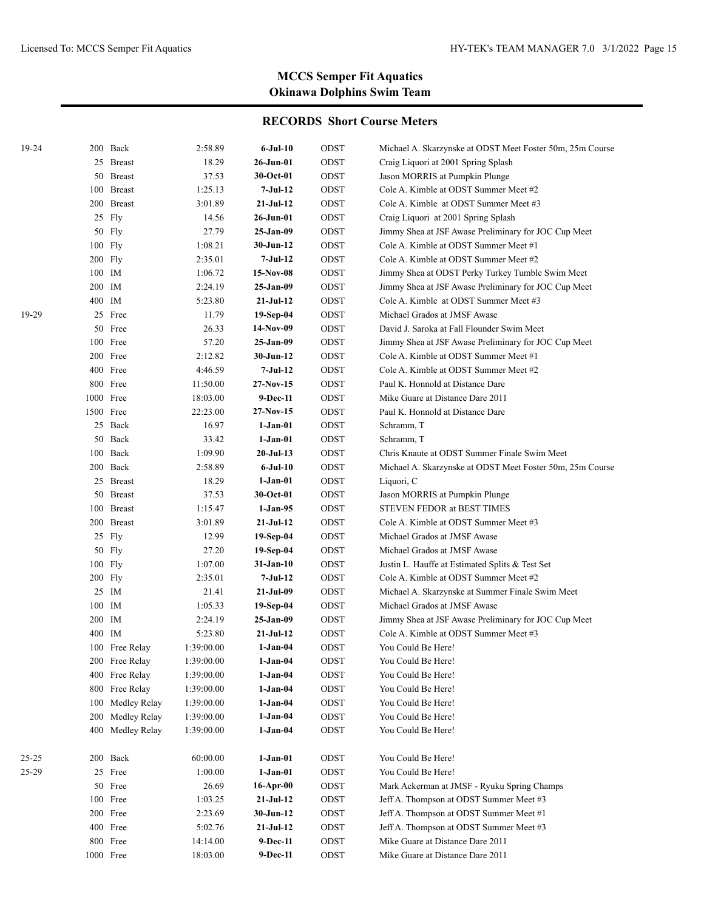## MCCS Semper Fit Aquatics
## Okinawa Dolphins Swim Team

### RECORDS Short Course Meters

| Age Group | Event | Time | Date | Team | Swimmer/Meet |
|---|---|---|---|---|---|
| 19-24 | 200 Back | 2:58.89 | **6-Jul-10** | ODST | Michael A. Skarzynske at ODST Meet Foster 50m, 25m Course |
| | 25 Breast | 18.29 | **26-Jun-01** | ODST | Craig Liquori at 2001 Spring Splash |
| | 50 Breast | 37.53 | **30-Oct-01** | ODST | Jason MORRIS at Pumpkin Plunge |
| | 100 Breast | 1:25.13 | **7-Jul-12** | ODST | Cole A. Kimble at ODST Summer Meet #2 |
| | 200 Breast | 3:01.89 | **21-Jul-12** | ODST | Cole A. Kimble at ODST Summer Meet #3 |
| | 25 Fly | 14.56 | **26-Jun-01** | ODST | Craig Liquori at 2001 Spring Splash |
| | 50 Fly | 27.79 | **25-Jan-09** | ODST | Jimmy Shea at JSF Awase Preliminary for JOC Cup Meet |
| | 100 Fly | 1:08.21 | **30-Jun-12** | ODST | Cole A. Kimble at ODST Summer Meet #1 |
| | 200 Fly | 2:35.01 | **7-Jul-12** | ODST | Cole A. Kimble at ODST Summer Meet #2 |
| | 100 IM | 1:06.72 | **15-Nov-08** | ODST | Jimmy Shea at ODST Perky Turkey Tumble Swim Meet |
| | 200 IM | 2:24.19 | **25-Jan-09** | ODST | Jimmy Shea at JSF Awase Preliminary for JOC Cup Meet |
| | 400 IM | 5:23.80 | **21-Jul-12** | ODST | Cole A. Kimble at ODST Summer Meet #3 |
| 19-29 | 25 Free | 11.79 | **19-Sep-04** | ODST | Michael Grados at JMSF Awase |
| | 50 Free | 26.33 | **14-Nov-09** | ODST | David J. Saroka at Fall Flounder Swim Meet |
| | 100 Free | 57.20 | **25-Jan-09** | ODST | Jimmy Shea at JSF Awase Preliminary for JOC Cup Meet |
| | 200 Free | 2:12.82 | **30-Jun-12** | ODST | Cole A. Kimble at ODST Summer Meet #1 |
| | 400 Free | 4:46.59 | **7-Jul-12** | ODST | Cole A. Kimble at ODST Summer Meet #2 |
| | 800 Free | 11:50.00 | **27-Nov-15** | ODST | Paul K. Honnold at Distance Dare |
| | 1000 Free | 18:03.00 | **9-Dec-11** | ODST | Mike Guare at Distance Dare 2011 |
| | 1500 Free | 22:23.00 | **27-Nov-15** | ODST | Paul K. Honnold at Distance Dare |
| | 25 Back | 16.97 | **1-Jan-01** | ODST | Schramm, T |
| | 50 Back | 33.42 | **1-Jan-01** | ODST | Schramm, T |
| | 100 Back | 1:09.90 | **20-Jul-13** | ODST | Chris Knaute at ODST Summer Finale Swim Meet |
| | 200 Back | 2:58.89 | **6-Jul-10** | ODST | Michael A. Skarzynske at ODST Meet Foster 50m, 25m Course |
| | 25 Breast | 18.29 | **1-Jan-01** | ODST | Liquori, C |
| | 50 Breast | 37.53 | **30-Oct-01** | ODST | Jason MORRIS at Pumpkin Plunge |
| | 100 Breast | 1:15.47 | **1-Jan-95** | ODST | STEVEN FEDOR at BEST TIMES |
| | 200 Breast | 3:01.89 | **21-Jul-12** | ODST | Cole A. Kimble at ODST Summer Meet #3 |
| | 25 Fly | 12.99 | **19-Sep-04** | ODST | Michael Grados at JMSF Awase |
| | 50 Fly | 27.20 | **19-Sep-04** | ODST | Michael Grados at JMSF Awase |
| | 100 Fly | 1:07.00 | **31-Jan-10** | ODST | Justin L. Hauffe at Estimated Splits & Test Set |
| | 200 Fly | 2:35.01 | **7-Jul-12** | ODST | Cole A. Kimble at ODST Summer Meet #2 |
| | 25 IM | 21.41 | **21-Jul-09** | ODST | Michael A. Skarzynske at Summer Finale Swim Meet |
| | 100 IM | 1:05.33 | **19-Sep-04** | ODST | Michael Grados at JMSF Awase |
| | 200 IM | 2:24.19 | **25-Jan-09** | ODST | Jimmy Shea at JSF Awase Preliminary for JOC Cup Meet |
| | 400 IM | 5:23.80 | **21-Jul-12** | ODST | Cole A. Kimble at ODST Summer Meet #3 |
| | 100 Free Relay | 1:39:00.00 | **1-Jan-04** | ODST | You Could Be Here! |
| | 200 Free Relay | 1:39:00.00 | **1-Jan-04** | ODST | You Could Be Here! |
| | 400 Free Relay | 1:39:00.00 | **1-Jan-04** | ODST | You Could Be Here! |
| | 800 Free Relay | 1:39:00.00 | **1-Jan-04** | ODST | You Could Be Here! |
| | 100 Medley Relay | 1:39:00.00 | **1-Jan-04** | ODST | You Could Be Here! |
| | 200 Medley Relay | 1:39:00.00 | **1-Jan-04** | ODST | You Could Be Here! |
| | 400 Medley Relay | 1:39:00.00 | **1-Jan-04** | ODST | You Could Be Here! |
| 25-25 | 200 Back | 60:00.00 | **1-Jan-01** | ODST | You Could Be Here! |
| 25-29 | 25 Free | 1:00.00 | **1-Jan-01** | ODST | You Could Be Here! |
| | 50 Free | 26.69 | **16-Apr-00** | ODST | Mark Ackerman at JMSF - Ryuku Spring Champs |
| | 100 Free | 1:03.25 | **21-Jul-12** | ODST | Jeff A. Thompson at ODST Summer Meet #3 |
| | 200 Free | 2:23.69 | **30-Jun-12** | ODST | Jeff A. Thompson at ODST Summer Meet #1 |
| | 400 Free | 5:02.76 | **21-Jul-12** | ODST | Jeff A. Thompson at ODST Summer Meet #3 |
| | 800 Free | 14:14.00 | **9-Dec-11** | ODST | Mike Guare at Distance Dare 2011 |
| | 1000 Free | 18:03.00 | **9-Dec-11** | ODST | Mike Guare at Distance Dare 2011 |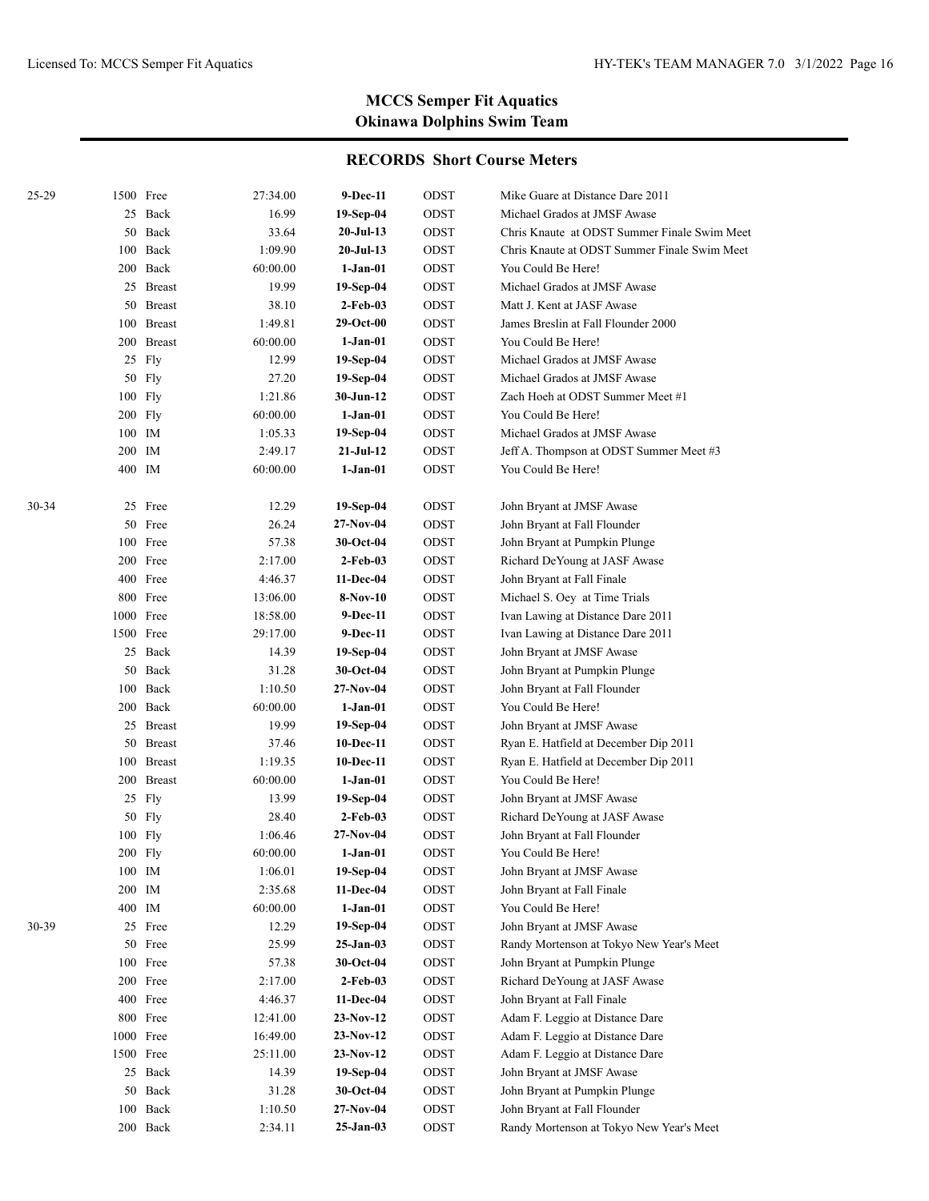## MCCS Semper Fit Aquatics
## Okinawa Dolphins Swim Team

### RECORDS Short Course Meters

| Age Group | Event | Time | Date | Team | Record Holder |
|---|---|---|---|---|---|
| 25-29 | 1500 Free | 27:34.00 | **9-Dec-11** | ODST | Mike Guare at Distance Dare 2011 |
| | 25 Back | 16.99 | **19-Sep-04** | ODST | Michael Grados at JMSF Awase |
| | 50 Back | 33.64 | **20-Jul-13** | ODST | Chris Knaute at ODST Summer Finale Swim Meet |
| | 100 Back | 1:09.90 | **20-Jul-13** | ODST | Chris Knaute at ODST Summer Finale Swim Meet |
| | 200 Back | 60:00.00 | **1-Jan-01** | ODST | You Could Be Here! |
| | 25 Breast | 19.99 | **19-Sep-04** | ODST | Michael Grados at JMSF Awase |
| | 50 Breast | 38.10 | **2-Feb-03** | ODST | Matt J. Kent at JASF Awase |
| | 100 Breast | 1:49.81 | **29-Oct-00** | ODST | James Breslin at Fall Flounder 2000 |
| | 200 Breast | 60:00.00 | **1-Jan-01** | ODST | You Could Be Here! |
| | 25 Fly | 12.99 | **19-Sep-04** | ODST | Michael Grados at JMSF Awase |
| | 50 Fly | 27.20 | **19-Sep-04** | ODST | Michael Grados at JMSF Awase |
| | 100 Fly | 1:21.86 | **30-Jun-12** | ODST | Zach Hoeh at ODST Summer Meet #1 |
| | 200 Fly | 60:00.00 | **1-Jan-01** | ODST | You Could Be Here! |
| | 100 IM | 1:05.33 | **19-Sep-04** | ODST | Michael Grados at JMSF Awase |
| | 200 IM | 2:49.17 | **21-Jul-12** | ODST | Jeff A. Thompson at ODST Summer Meet #3 |
| | 400 IM | 60:00.00 | **1-Jan-01** | ODST | You Could Be Here! |
| 30-34 | 25 Free | 12.29 | **19-Sep-04** | ODST | John Bryant at JMSF Awase |
| | 50 Free | 26.24 | **27-Nov-04** | ODST | John Bryant at Fall Flounder |
| | 100 Free | 57.38 | **30-Oct-04** | ODST | John Bryant at Pumpkin Plunge |
| | 200 Free | 2:17.00 | **2-Feb-03** | ODST | Richard DeYoung at JASF Awase |
| | 400 Free | 4:46.37 | **11-Dec-04** | ODST | John Bryant at Fall Finale |
| | 800 Free | 13:06.00 | **8-Nov-10** | ODST | Michael S. Oey at Time Trials |
| | 1000 Free | 18:58.00 | **9-Dec-11** | ODST | Ivan Lawing at Distance Dare 2011 |
| | 1500 Free | 29:17.00 | **9-Dec-11** | ODST | Ivan Lawing at Distance Dare 2011 |
| | 25 Back | 14.39 | **19-Sep-04** | ODST | John Bryant at JMSF Awase |
| | 50 Back | 31.28 | **30-Oct-04** | ODST | John Bryant at Pumpkin Plunge |
| | 100 Back | 1:10.50 | **27-Nov-04** | ODST | John Bryant at Fall Flounder |
| | 200 Back | 60:00.00 | **1-Jan-01** | ODST | You Could Be Here! |
| | 25 Breast | 19.99 | **19-Sep-04** | ODST | John Bryant at JMSF Awase |
| | 50 Breast | 37.46 | **10-Dec-11** | ODST | Ryan E. Hatfield at December Dip 2011 |
| | 100 Breast | 1:19.35 | **10-Dec-11** | ODST | Ryan E. Hatfield at December Dip 2011 |
| | 200 Breast | 60:00.00 | **1-Jan-01** | ODST | You Could Be Here! |
| | 25 Fly | 13.99 | **19-Sep-04** | ODST | John Bryant at JMSF Awase |
| | 50 Fly | 28.40 | **2-Feb-03** | ODST | Richard DeYoung at JASF Awase |
| | 100 Fly | 1:06.46 | **27-Nov-04** | ODST | John Bryant at Fall Flounder |
| | 200 Fly | 60:00.00 | **1-Jan-01** | ODST | You Could Be Here! |
| | 100 IM | 1:06.01 | **19-Sep-04** | ODST | John Bryant at JMSF Awase |
| | 200 IM | 2:35.68 | **11-Dec-04** | ODST | John Bryant at Fall Finale |
| | 400 IM | 60:00.00 | **1-Jan-01** | ODST | You Could Be Here! |
| 30-39 | 25 Free | 12.29 | **19-Sep-04** | ODST | John Bryant at JMSF Awase |
| | 50 Free | 25.99 | **25-Jan-03** | ODST | Randy Mortenson at Tokyo New Year's Meet |
| | 100 Free | 57.38 | **30-Oct-04** | ODST | John Bryant at Pumpkin Plunge |
| | 200 Free | 2:17.00 | **2-Feb-03** | ODST | Richard DeYoung at JASF Awase |
| | 400 Free | 4:46.37 | **11-Dec-04** | ODST | John Bryant at Fall Finale |
| | 800 Free | 12:41.00 | **23-Nov-12** | ODST | Adam F. Leggio at Distance Dare |
| | 1000 Free | 16:49.00 | **23-Nov-12** | ODST | Adam F. Leggio at Distance Dare |
| | 1500 Free | 25:11.00 | **23-Nov-12** | ODST | Adam F. Leggio at Distance Dare |
| | 25 Back | 14.39 | **19-Sep-04** | ODST | John Bryant at JMSF Awase |
| | 50 Back | 31.28 | **30-Oct-04** | ODST | John Bryant at Pumpkin Plunge |
| | 100 Back | 1:10.50 | **27-Nov-04** | ODST | John Bryant at Fall Flounder |
| | 200 Back | 2:34.11 | **25-Jan-03** | ODST | Randy Mortenson at Tokyo New Year's Meet |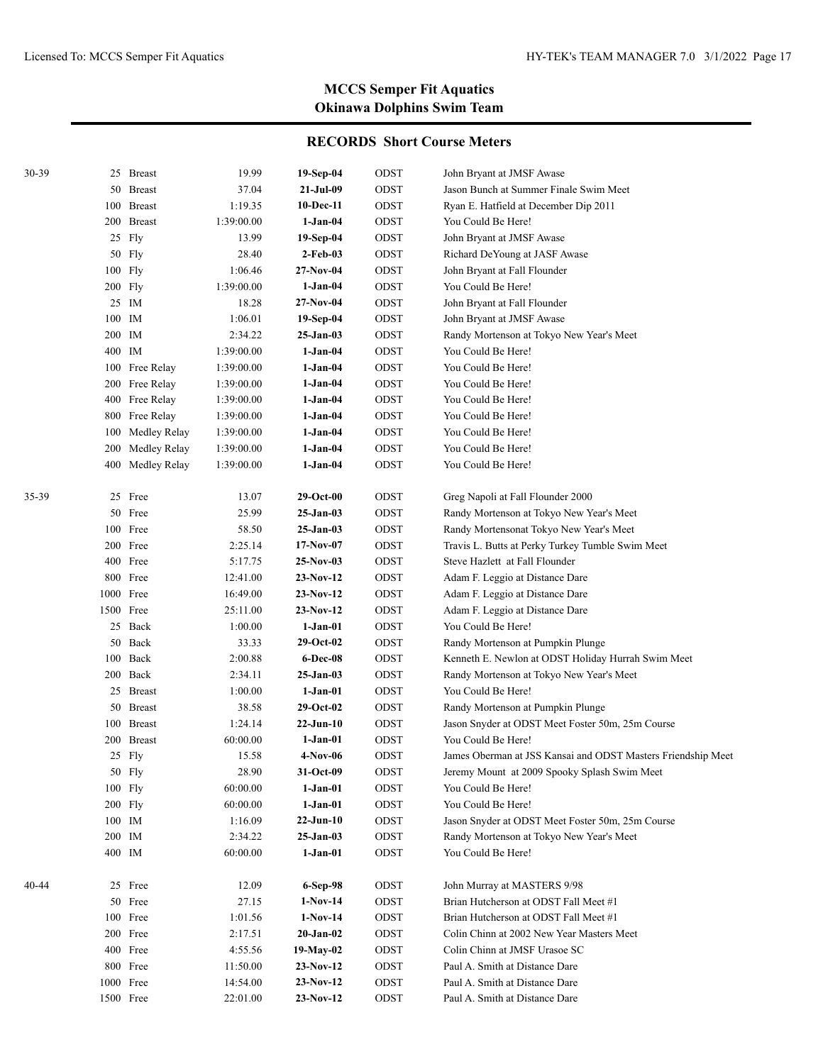## MCCS Semper Fit Aquatics
## Okinawa Dolphins Swim Team

### RECORDS Short Course Meters

| Age Group | Event | | Time | Date | Team | Swimmer / Meet |
|---|---|---|---|---|---|---|
| 30-39 | 25 | Breast | 19.99 | **19-Sep-04** | ODST | John Bryant at JMSF Awase |
| | 50 | Breast | 37.04 | **21-Jul-09** | ODST | Jason Bunch at Summer Finale Swim Meet |
| | 100 | Breast | 1:19.35 | **10-Dec-11** | ODST | Ryan E. Hatfield at December Dip 2011 |
| | 200 | Breast | 1:39:00.00 | **1-Jan-04** | ODST | You Could Be Here! |
| | 25 | Fly | 13.99 | **19-Sep-04** | ODST | John Bryant at JMSF Awase |
| | 50 | Fly | 28.40 | **2-Feb-03** | ODST | Richard DeYoung at JASF Awase |
| | 100 | Fly | 1:06.46 | **27-Nov-04** | ODST | John Bryant at Fall Flounder |
| | 200 | Fly | 1:39:00.00 | **1-Jan-04** | ODST | You Could Be Here! |
| | 25 | IM | 18.28 | **27-Nov-04** | ODST | John Bryant at Fall Flounder |
| | 100 | IM | 1:06.01 | **19-Sep-04** | ODST | John Bryant at JMSF Awase |
| | 200 | IM | 2:34.22 | **25-Jan-03** | ODST | Randy Mortenson at Tokyo New Year's Meet |
| | 400 | IM | 1:39:00.00 | **1-Jan-04** | ODST | You Could Be Here! |
| | 100 | Free Relay | 1:39:00.00 | **1-Jan-04** | ODST | You Could Be Here! |
| | 200 | Free Relay | 1:39:00.00 | **1-Jan-04** | ODST | You Could Be Here! |
| | 400 | Free Relay | 1:39:00.00 | **1-Jan-04** | ODST | You Could Be Here! |
| | 800 | Free Relay | 1:39:00.00 | **1-Jan-04** | ODST | You Could Be Here! |
| | 100 | Medley Relay | 1:39:00.00 | **1-Jan-04** | ODST | You Could Be Here! |
| | 200 | Medley Relay | 1:39:00.00 | **1-Jan-04** | ODST | You Could Be Here! |
| | 400 | Medley Relay | 1:39:00.00 | **1-Jan-04** | ODST | You Could Be Here! |
| 35-39 | 25 | Free | 13.07 | **29-Oct-00** | ODST | Greg Napoli at Fall Flounder 2000 |
| | 50 | Free | 25.99 | **25-Jan-03** | ODST | Randy Mortenson at Tokyo New Year's Meet |
| | 100 | Free | 58.50 | **25-Jan-03** | ODST | Randy Mortensonat Tokyo New Year's Meet |
| | 200 | Free | 2:25.14 | **17-Nov-07** | ODST | Travis L. Butts at Perky Turkey Tumble Swim Meet |
| | 400 | Free | 5:17.75 | **25-Nov-03** | ODST | Steve Hazlett at Fall Flounder |
| | 800 | Free | 12:41.00 | **23-Nov-12** | ODST | Adam F. Leggio at Distance Dare |
| | 1000 | Free | 16:49.00 | **23-Nov-12** | ODST | Adam F. Leggio at Distance Dare |
| | 1500 | Free | 25:11.00 | **23-Nov-12** | ODST | Adam F. Leggio at Distance Dare |
| | 25 | Back | 1:00.00 | **1-Jan-01** | ODST | You Could Be Here! |
| | 50 | Back | 33.33 | **29-Oct-02** | ODST | Randy Mortenson at Pumpkin Plunge |
| | 100 | Back | 2:00.88 | **6-Dec-08** | ODST | Kenneth E. Newlon at ODST Holiday Hurrah Swim Meet |
| | 200 | Back | 2:34.11 | **25-Jan-03** | ODST | Randy Mortenson at Tokyo New Year's Meet |
| | 25 | Breast | 1:00.00 | **1-Jan-01** | ODST | You Could Be Here! |
| | 50 | Breast | 38.58 | **29-Oct-02** | ODST | Randy Mortenson at Pumpkin Plunge |
| | 100 | Breast | 1:24.14 | **22-Jun-10** | ODST | Jason Snyder at ODST Meet Foster 50m, 25m Course |
| | 200 | Breast | 60:00.00 | **1-Jan-01** | ODST | You Could Be Here! |
| | 25 | Fly | 15.58 | **4-Nov-06** | ODST | James Oberman at JSS Kansai and ODST Masters Friendship Meet |
| | 50 | Fly | 28.90 | **31-Oct-09** | ODST | Jeremy Mount at 2009 Spooky Splash Swim Meet |
| | 100 | Fly | 60:00.00 | **1-Jan-01** | ODST | You Could Be Here! |
| | 200 | Fly | 60:00.00 | **1-Jan-01** | ODST | You Could Be Here! |
| | 100 | IM | 1:16.09 | **22-Jun-10** | ODST | Jason Snyder at ODST Meet Foster 50m, 25m Course |
| | 200 | IM | 2:34.22 | **25-Jan-03** | ODST | Randy Mortenson at Tokyo New Year's Meet |
| | 400 | IM | 60:00.00 | **1-Jan-01** | ODST | You Could Be Here! |
| 40-44 | 25 | Free | 12.09 | **6-Sep-98** | ODST | John Murray at MASTERS 9/98 |
| | 50 | Free | 27.15 | **1-Nov-14** | ODST | Brian Hutcherson at ODST Fall Meet #1 |
| | 100 | Free | 1:01.56 | **1-Nov-14** | ODST | Brian Hutcherson at ODST Fall Meet #1 |
| | 200 | Free | 2:17.51 | **20-Jan-02** | ODST | Colin Chinn at 2002 New Year Masters Meet |
| | 400 | Free | 4:55.56 | **19-May-02** | ODST | Colin Chinn at JMSF Urasoe SC |
| | 800 | Free | 11:50.00 | **23-Nov-12** | ODST | Paul A. Smith at Distance Dare |
| | 1000 | Free | 14:54.00 | **23-Nov-12** | ODST | Paul A. Smith at Distance Dare |
| | 1500 | Free | 22:01.00 | **23-Nov-12** | ODST | Paul A. Smith at Distance Dare |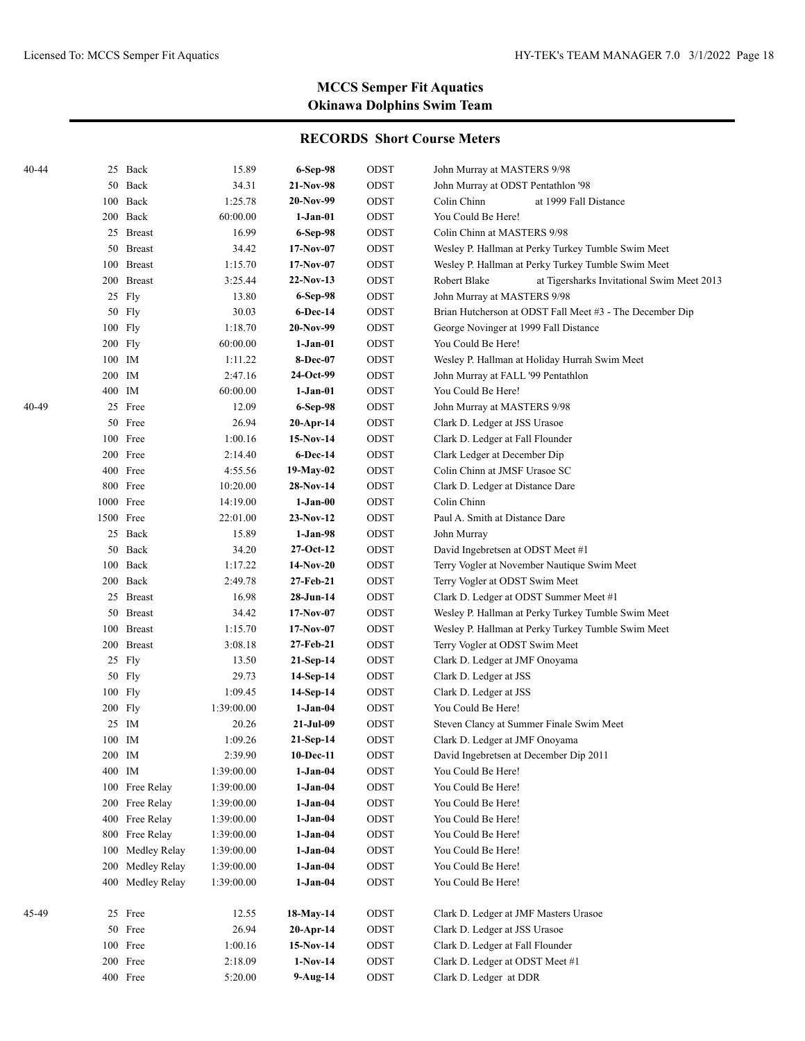## MCCS Semper Fit Aquatics
## Okinawa Dolphins Swim Team

### RECORDS Short Course Meters

| Age Group | Event | Time | Date | Team | Swimmer |
|---|---|---|---|---|---|
| 40-44 | 25 Back | 15.89 | **6-Sep-98** | ODST | John Murray at MASTERS 9/98 |
| | 50 Back | 34.31 | **21-Nov-98** | ODST | John Murray at ODST Pentathlon '98 |
| | 100 Back | 1:25.78 | **20-Nov-99** | ODST | Colin Chinn at 1999 Fall Distance |
| | 200 Back | 60:00.00 | **1-Jan-01** | ODST | You Could Be Here! |
| | 25 Breast | 16.99 | **6-Sep-98** | ODST | Colin Chinn at MASTERS 9/98 |
| | 50 Breast | 34.42 | **17-Nov-07** | ODST | Wesley P. Hallman at Perky Turkey Tumble Swim Meet |
| | 100 Breast | 1:15.70 | **17-Nov-07** | ODST | Wesley P. Hallman at Perky Turkey Tumble Swim Meet |
| | 200 Breast | 3:25.44 | **22-Nov-13** | ODST | Robert Blake at Tigersharks Invitational Swim Meet 2013 |
| | 25 Fly | 13.80 | **6-Sep-98** | ODST | John Murray at MASTERS 9/98 |
| | 50 Fly | 30.03 | **6-Dec-14** | ODST | Brian Hutcherson at ODST Fall Meet #3 - The December Dip |
| | 100 Fly | 1:18.70 | **20-Nov-99** | ODST | George Novinger at 1999 Fall Distance |
| | 200 Fly | 60:00.00 | **1-Jan-01** | ODST | You Could Be Here! |
| | 100 IM | 1:11.22 | **8-Dec-07** | ODST | Wesley P. Hallman at Holiday Hurrah Swim Meet |
| | 200 IM | 2:47.16 | **24-Oct-99** | ODST | John Murray at FALL '99 Pentathlon |
| | 400 IM | 60:00.00 | **1-Jan-01** | ODST | You Could Be Here! |
| 40-49 | 25 Free | 12.09 | **6-Sep-98** | ODST | John Murray at MASTERS 9/98 |
| | 50 Free | 26.94 | **20-Apr-14** | ODST | Clark D. Ledger at JSS Urasoe |
| | 100 Free | 1:00.16 | **15-Nov-14** | ODST | Clark D. Ledger at Fall Flounder |
| | 200 Free | 2:14.40 | **6-Dec-14** | ODST | Clark Ledger at December Dip |
| | 400 Free | 4:55.56 | **19-May-02** | ODST | Colin Chinn at JMSF Urasoe SC |
| | 800 Free | 10:20.00 | **28-Nov-14** | ODST | Clark D. Ledger at Distance Dare |
| | 1000 Free | 14:19.00 | **1-Jan-00** | ODST | Colin Chinn |
| | 1500 Free | 22:01.00 | **23-Nov-12** | ODST | Paul A. Smith at Distance Dare |
| | 25 Back | 15.89 | **1-Jan-98** | ODST | John Murray |
| | 50 Back | 34.20 | **27-Oct-12** | ODST | David Ingebretsen at ODST Meet #1 |
| | 100 Back | 1:17.22 | **14-Nov-20** | ODST | Terry Vogler at November Nautique Swim Meet |
| | 200 Back | 2:49.78 | **27-Feb-21** | ODST | Terry Vogler at ODST Swim Meet |
| | 25 Breast | 16.98 | **28-Jun-14** | ODST | Clark D. Ledger at ODST Summer Meet #1 |
| | 50 Breast | 34.42 | **17-Nov-07** | ODST | Wesley P. Hallman at Perky Turkey Tumble Swim Meet |
| | 100 Breast | 1:15.70 | **17-Nov-07** | ODST | Wesley P. Hallman at Perky Turkey Tumble Swim Meet |
| | 200 Breast | 3:08.18 | **27-Feb-21** | ODST | Terry Vogler at ODST Swim Meet |
| | 25 Fly | 13.50 | **21-Sep-14** | ODST | Clark D. Ledger at JMF Onoyama |
| | 50 Fly | 29.73 | **14-Sep-14** | ODST | Clark D. Ledger at JSS |
| | 100 Fly | 1:09.45 | **14-Sep-14** | ODST | Clark D. Ledger at JSS |
| | 200 Fly | 1:39:00.00 | **1-Jan-04** | ODST | You Could Be Here! |
| | 25 IM | 20.26 | **21-Jul-09** | ODST | Steven Clancy at Summer Finale Swim Meet |
| | 100 IM | 1:09.26 | **21-Sep-14** | ODST | Clark D. Ledger at JMF Onoyama |
| | 200 IM | 2:39.90 | **10-Dec-11** | ODST | David Ingebretsen at December Dip 2011 |
| | 400 IM | 1:39:00.00 | **1-Jan-04** | ODST | You Could Be Here! |
| | 100 Free Relay | 1:39:00.00 | **1-Jan-04** | ODST | You Could Be Here! |
| | 200 Free Relay | 1:39:00.00 | **1-Jan-04** | ODST | You Could Be Here! |
| | 400 Free Relay | 1:39:00.00 | **1-Jan-04** | ODST | You Could Be Here! |
| | 800 Free Relay | 1:39:00.00 | **1-Jan-04** | ODST | You Could Be Here! |
| | 100 Medley Relay | 1:39:00.00 | **1-Jan-04** | ODST | You Could Be Here! |
| | 200 Medley Relay | 1:39:00.00 | **1-Jan-04** | ODST | You Could Be Here! |
| | 400 Medley Relay | 1:39:00.00 | **1-Jan-04** | ODST | You Could Be Here! |
| 45-49 | 25 Free | 12.55 | **18-May-14** | ODST | Clark D. Ledger at JMF Masters Urasoe |
| | 50 Free | 26.94 | **20-Apr-14** | ODST | Clark D. Ledger at JSS Urasoe |
| | 100 Free | 1:00.16 | **15-Nov-14** | ODST | Clark D. Ledger at Fall Flounder |
| | 200 Free | 2:18.09 | **1-Nov-14** | ODST | Clark D. Ledger at ODST Meet #1 |
| | 400 Free | 5:20.00 | **9-Aug-14** | ODST | Clark D. Ledger at DDR |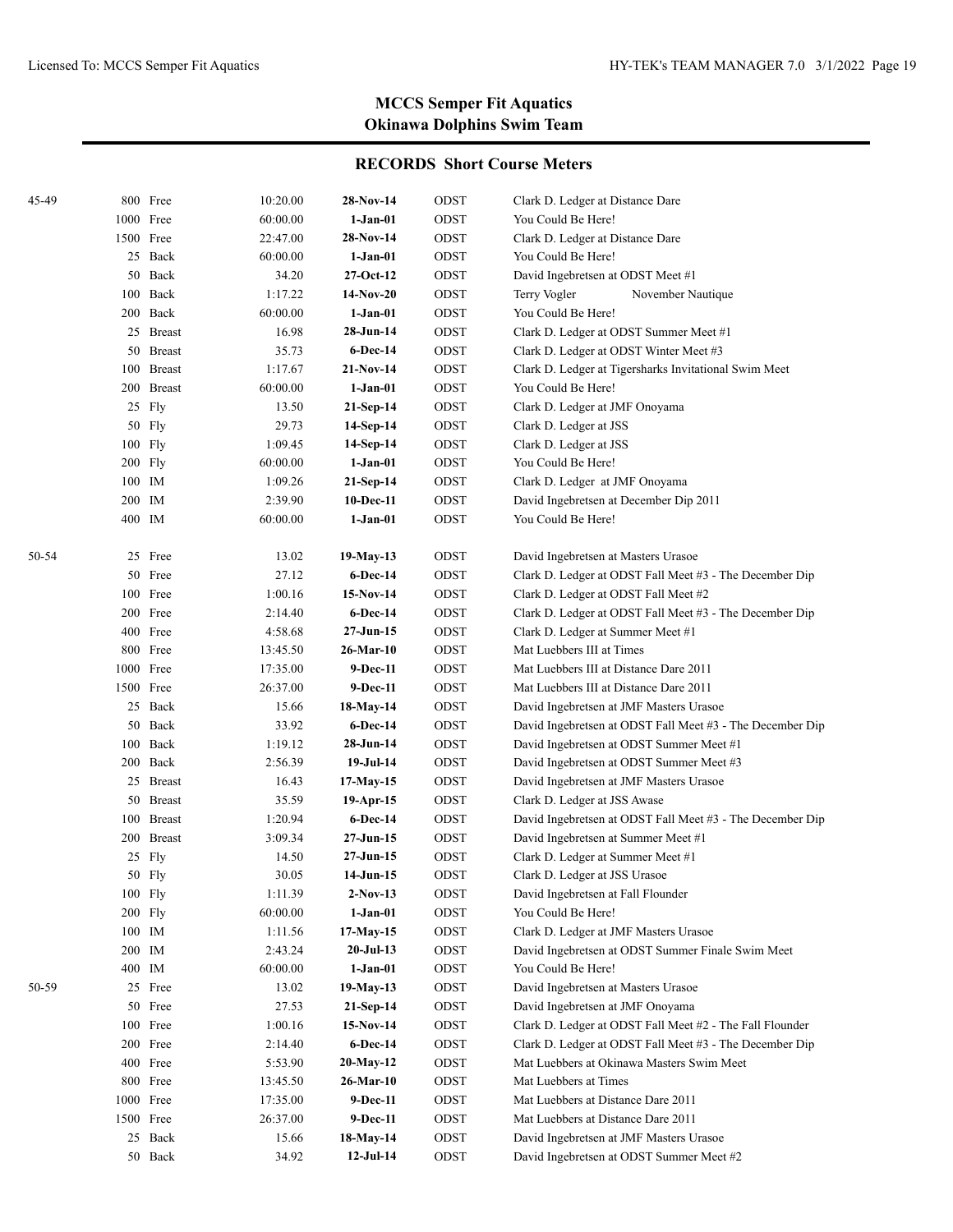## MCCS Semper Fit Aquatics
## Okinawa Dolphins Swim Team

### RECORDS Short Course Meters

| Age Group | Event | Time | Date | Team | Name / Meet |
|---|---|---|---|---|---|
| 45-49 | 800 Free | 10:20.00 | **28-Nov-14** | ODST | Clark D. Ledger at Distance Dare |
| | 1000 Free | 60:00.00 | **1-Jan-01** | ODST | You Could Be Here! |
| | 1500 Free | 22:47.00 | **28-Nov-14** | ODST | Clark D. Ledger at Distance Dare |
| | 25 Back | 60:00.00 | **1-Jan-01** | ODST | You Could Be Here! |
| | 50 Back | 34.20 | **27-Oct-12** | ODST | David Ingebretsen at ODST Meet #1 |
| | 100 Back | 1:17.22 | **14-Nov-20** | ODST | Terry Vogler November Nautique |
| | 200 Back | 60:00.00 | **1-Jan-01** | ODST | You Could Be Here! |
| | 25 Breast | 16.98 | **28-Jun-14** | ODST | Clark D. Ledger at ODST Summer Meet #1 |
| | 50 Breast | 35.73 | **6-Dec-14** | ODST | Clark D. Ledger at ODST Winter Meet #3 |
| | 100 Breast | 1:17.67 | **21-Nov-14** | ODST | Clark D. Ledger at Tigersharks Invitational Swim Meet |
| | 200 Breast | 60:00.00 | **1-Jan-01** | ODST | You Could Be Here! |
| | 25 Fly | 13.50 | **21-Sep-14** | ODST | Clark D. Ledger at JMF Onoyama |
| | 50 Fly | 29.73 | **14-Sep-14** | ODST | Clark D. Ledger at JSS |
| | 100 Fly | 1:09.45 | **14-Sep-14** | ODST | Clark D. Ledger at JSS |
| | 200 Fly | 60:00.00 | **1-Jan-01** | ODST | You Could Be Here! |
| | 100 IM | 1:09.26 | **21-Sep-14** | ODST | Clark D. Ledger at JMF Onoyama |
| | 200 IM | 2:39.90 | **10-Dec-11** | ODST | David Ingebretsen at December Dip 2011 |
| | 400 IM | 60:00.00 | **1-Jan-01** | ODST | You Could Be Here! |
| 50-54 | 25 Free | 13.02 | **19-May-13** | ODST | David Ingebretsen at Masters Urasoe |
| | 50 Free | 27.12 | **6-Dec-14** | ODST | Clark D. Ledger at ODST Fall Meet #3 - The December Dip |
| | 100 Free | 1:00.16 | **15-Nov-14** | ODST | Clark D. Ledger at ODST Fall Meet #2 |
| | 200 Free | 2:14.40 | **6-Dec-14** | ODST | Clark D. Ledger at ODST Fall Meet #3 - The December Dip |
| | 400 Free | 4:58.68 | **27-Jun-15** | ODST | Clark D. Ledger at Summer Meet #1 |
| | 800 Free | 13:45.50 | **26-Mar-10** | ODST | Mat Luebbers III at Times |
| | 1000 Free | 17:35.00 | **9-Dec-11** | ODST | Mat Luebbers III at Distance Dare 2011 |
| | 1500 Free | 26:37.00 | **9-Dec-11** | ODST | Mat Luebbers III at Distance Dare 2011 |
| | 25 Back | 15.66 | **18-May-14** | ODST | David Ingebretsen at JMF Masters Urasoe |
| | 50 Back | 33.92 | **6-Dec-14** | ODST | David Ingebretsen at ODST Fall Meet #3 - The December Dip |
| | 100 Back | 1:19.12 | **28-Jun-14** | ODST | David Ingebretsen at ODST Summer Meet #1 |
| | 200 Back | 2:56.39 | **19-Jul-14** | ODST | David Ingebretsen at ODST Summer Meet #3 |
| | 25 Breast | 16.43 | **17-May-15** | ODST | David Ingebretsen at JMF Masters Urasoe |
| | 50 Breast | 35.59 | **19-Apr-15** | ODST | Clark D. Ledger at JSS Awase |
| | 100 Breast | 1:20.94 | **6-Dec-14** | ODST | David Ingebretsen at ODST Fall Meet #3 - The December Dip |
| | 200 Breast | 3:09.34 | **27-Jun-15** | ODST | David Ingebretsen at Summer Meet #1 |
| | 25 Fly | 14.50 | **27-Jun-15** | ODST | Clark D. Ledger at Summer Meet #1 |
| | 50 Fly | 30.05 | **14-Jun-15** | ODST | Clark D. Ledger at JSS Urasoe |
| | 100 Fly | 1:11.39 | **2-Nov-13** | ODST | David Ingebretsen at Fall Flounder |
| | 200 Fly | 60:00.00 | **1-Jan-01** | ODST | You Could Be Here! |
| | 100 IM | 1:11.56 | **17-May-15** | ODST | Clark D. Ledger at JMF Masters Urasoe |
| | 200 IM | 2:43.24 | **20-Jul-13** | ODST | David Ingebretsen at ODST Summer Finale Swim Meet |
| | 400 IM | 60:00.00 | **1-Jan-01** | ODST | You Could Be Here! |
| 50-59 | 25 Free | 13.02 | **19-May-13** | ODST | David Ingebretsen at Masters Urasoe |
| | 50 Free | 27.53 | **21-Sep-14** | ODST | David Ingebretsen at JMF Onoyama |
| | 100 Free | 1:00.16 | **15-Nov-14** | ODST | Clark D. Ledger at ODST Fall Meet #2 - The Fall Flounder |
| | 200 Free | 2:14.40 | **6-Dec-14** | ODST | Clark D. Ledger at ODST Fall Meet #3 - The December Dip |
| | 400 Free | 5:53.90 | **20-May-12** | ODST | Mat Luebbers at Okinawa Masters Swim Meet |
| | 800 Free | 13:45.50 | **26-Mar-10** | ODST | Mat Luebbers at Times |
| | 1000 Free | 17:35.00 | **9-Dec-11** | ODST | Mat Luebbers at Distance Dare 2011 |
| | 1500 Free | 26:37.00 | **9-Dec-11** | ODST | Mat Luebbers at Distance Dare 2011 |
| | 25 Back | 15.66 | **18-May-14** | ODST | David Ingebretsen at JMF Masters Urasoe |
| | 50 Back | 34.92 | **12-Jul-14** | ODST | David Ingebretsen at ODST Summer Meet #2 |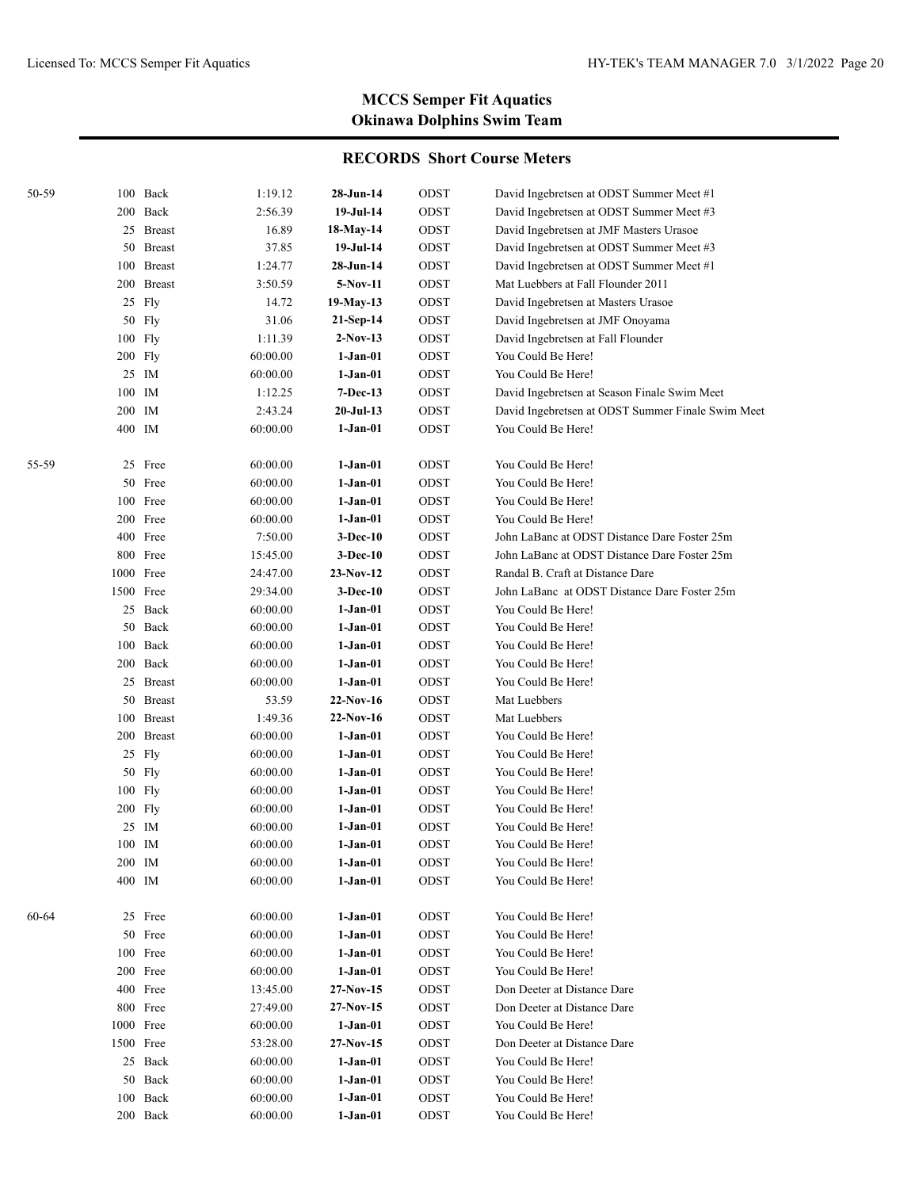## MCCS Semper Fit Aquatics
## Okinawa Dolphins Swim Team

### RECORDS Short Course Meters

| Age Group | Distance | Stroke | Time | Date | Team | Record Holder |
|---|---|---|---|---|---|---|
| 50-59 | 100 | Back | 1:19.12 | **28-Jun-14** | ODST | David Ingebretsen at ODST Summer Meet #1 |
| | 200 | Back | 2:56.39 | **19-Jul-14** | ODST | David Ingebretsen at ODST Summer Meet #3 |
| | 25 | Breast | 16.89 | **18-May-14** | ODST | David Ingebretsen at JMF Masters Urasoe |
| | 50 | Breast | 37.85 | **19-Jul-14** | ODST | David Ingebretsen at ODST Summer Meet #3 |
| | 100 | Breast | 1:24.77 | **28-Jun-14** | ODST | David Ingebretsen at ODST Summer Meet #1 |
| | 200 | Breast | 3:50.59 | **5-Nov-11** | ODST | Mat Luebbers at Fall Flounder 2011 |
| | 25 | Fly | 14.72 | **19-May-13** | ODST | David Ingebretsen at Masters Urasoe |
| | 50 | Fly | 31.06 | **21-Sep-14** | ODST | David Ingebretsen at JMF Onoyama |
| | 100 | Fly | 1:11.39 | **2-Nov-13** | ODST | David Ingebretsen at Fall Flounder |
| | 200 | Fly | 60:00.00 | **1-Jan-01** | ODST | You Could Be Here! |
| | 25 | IM | 60:00.00 | **1-Jan-01** | ODST | You Could Be Here! |
| | 100 | IM | 1:12.25 | **7-Dec-13** | ODST | David Ingebretsen at Season Finale Swim Meet |
| | 200 | IM | 2:43.24 | **20-Jul-13** | ODST | David Ingebretsen at ODST Summer Finale Swim Meet |
| | 400 | IM | 60:00.00 | **1-Jan-01** | ODST | You Could Be Here! |
| 55-59 | 25 | Free | 60:00.00 | **1-Jan-01** | ODST | You Could Be Here! |
| | 50 | Free | 60:00.00 | **1-Jan-01** | ODST | You Could Be Here! |
| | 100 | Free | 60:00.00 | **1-Jan-01** | ODST | You Could Be Here! |
| | 200 | Free | 60:00.00 | **1-Jan-01** | ODST | You Could Be Here! |
| | 400 | Free | 7:50.00 | **3-Dec-10** | ODST | John LaBanc at ODST Distance Dare Foster 25m |
| | 800 | Free | 15:45.00 | **3-Dec-10** | ODST | John LaBanc at ODST Distance Dare Foster 25m |
| | 1000 | Free | 24:47.00 | **23-Nov-12** | ODST | Randal B. Craft at Distance Dare |
| | 1500 | Free | 29:34.00 | **3-Dec-10** | ODST | John LaBanc at ODST Distance Dare Foster 25m |
| | 25 | Back | 60:00.00 | **1-Jan-01** | ODST | You Could Be Here! |
| | 50 | Back | 60:00.00 | **1-Jan-01** | ODST | You Could Be Here! |
| | 100 | Back | 60:00.00 | **1-Jan-01** | ODST | You Could Be Here! |
| | 200 | Back | 60:00.00 | **1-Jan-01** | ODST | You Could Be Here! |
| | 25 | Breast | 60:00.00 | **1-Jan-01** | ODST | You Could Be Here! |
| | 50 | Breast | 53.59 | **22-Nov-16** | ODST | Mat Luebbers |
| | 100 | Breast | 1:49.36 | **22-Nov-16** | ODST | Mat Luebbers |
| | 200 | Breast | 60:00.00 | **1-Jan-01** | ODST | You Could Be Here! |
| | 25 | Fly | 60:00.00 | **1-Jan-01** | ODST | You Could Be Here! |
| | 50 | Fly | 60:00.00 | **1-Jan-01** | ODST | You Could Be Here! |
| | 100 | Fly | 60:00.00 | **1-Jan-01** | ODST | You Could Be Here! |
| | 200 | Fly | 60:00.00 | **1-Jan-01** | ODST | You Could Be Here! |
| | 25 | IM | 60:00.00 | **1-Jan-01** | ODST | You Could Be Here! |
| | 100 | IM | 60:00.00 | **1-Jan-01** | ODST | You Could Be Here! |
| | 200 | IM | 60:00.00 | **1-Jan-01** | ODST | You Could Be Here! |
| | 400 | IM | 60:00.00 | **1-Jan-01** | ODST | You Could Be Here! |
| 60-64 | 25 | Free | 60:00.00 | **1-Jan-01** | ODST | You Could Be Here! |
| | 50 | Free | 60:00.00 | **1-Jan-01** | ODST | You Could Be Here! |
| | 100 | Free | 60:00.00 | **1-Jan-01** | ODST | You Could Be Here! |
| | 200 | Free | 60:00.00 | **1-Jan-01** | ODST | You Could Be Here! |
| | 400 | Free | 13:45.00 | **27-Nov-15** | ODST | Don Deeter at Distance Dare |
| | 800 | Free | 27:49.00 | **27-Nov-15** | ODST | Don Deeter at Distance Dare |
| | 1000 | Free | 60:00.00 | **1-Jan-01** | ODST | You Could Be Here! |
| | 1500 | Free | 53:28.00 | **27-Nov-15** | ODST | Don Deeter at Distance Dare |
| | 25 | Back | 60:00.00 | **1-Jan-01** | ODST | You Could Be Here! |
| | 50 | Back | 60:00.00 | **1-Jan-01** | ODST | You Could Be Here! |
| | 100 | Back | 60:00.00 | **1-Jan-01** | ODST | You Could Be Here! |
| | 200 | Back | 60:00.00 | **1-Jan-01** | ODST | You Could Be Here! |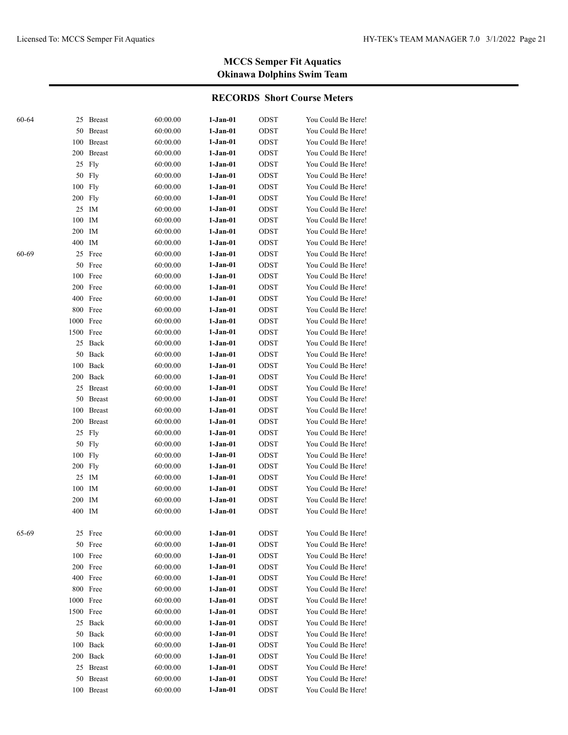## MCCS Semper Fit Aquatics
## Okinawa Dolphins Swim Team

### RECORDS Short Course Meters

| Age Group | Distance | Stroke | Time | Date | Team | Name |
|---|---|---|---|---|---|---|
| 60-64 | 25 | Breast | 60:00.00 | **1-Jan-01** | ODST | You Could Be Here! |
| | 50 | Breast | 60:00.00 | **1-Jan-01** | ODST | You Could Be Here! |
| | 100 | Breast | 60:00.00 | **1-Jan-01** | ODST | You Could Be Here! |
| | 200 | Breast | 60:00.00 | **1-Jan-01** | ODST | You Could Be Here! |
| | 25 | Fly | 60:00.00 | **1-Jan-01** | ODST | You Could Be Here! |
| | 50 | Fly | 60:00.00 | **1-Jan-01** | ODST | You Could Be Here! |
| | 100 | Fly | 60:00.00 | **1-Jan-01** | ODST | You Could Be Here! |
| | 200 | Fly | 60:00.00 | **1-Jan-01** | ODST | You Could Be Here! |
| | 25 | IM | 60:00.00 | **1-Jan-01** | ODST | You Could Be Here! |
| | 100 | IM | 60:00.00 | **1-Jan-01** | ODST | You Could Be Here! |
| | 200 | IM | 60:00.00 | **1-Jan-01** | ODST | You Could Be Here! |
| | 400 | IM | 60:00.00 | **1-Jan-01** | ODST | You Could Be Here! |
| 60-69 | 25 | Free | 60:00.00 | **1-Jan-01** | ODST | You Could Be Here! |
| | 50 | Free | 60:00.00 | **1-Jan-01** | ODST | You Could Be Here! |
| | 100 | Free | 60:00.00 | **1-Jan-01** | ODST | You Could Be Here! |
| | 200 | Free | 60:00.00 | **1-Jan-01** | ODST | You Could Be Here! |
| | 400 | Free | 60:00.00 | **1-Jan-01** | ODST | You Could Be Here! |
| | 800 | Free | 60:00.00 | **1-Jan-01** | ODST | You Could Be Here! |
| | 1000 | Free | 60:00.00 | **1-Jan-01** | ODST | You Could Be Here! |
| | 1500 | Free | 60:00.00 | **1-Jan-01** | ODST | You Could Be Here! |
| | 25 | Back | 60:00.00 | **1-Jan-01** | ODST | You Could Be Here! |
| | 50 | Back | 60:00.00 | **1-Jan-01** | ODST | You Could Be Here! |
| | 100 | Back | 60:00.00 | **1-Jan-01** | ODST | You Could Be Here! |
| | 200 | Back | 60:00.00 | **1-Jan-01** | ODST | You Could Be Here! |
| | 25 | Breast | 60:00.00 | **1-Jan-01** | ODST | You Could Be Here! |
| | 50 | Breast | 60:00.00 | **1-Jan-01** | ODST | You Could Be Here! |
| | 100 | Breast | 60:00.00 | **1-Jan-01** | ODST | You Could Be Here! |
| | 200 | Breast | 60:00.00 | **1-Jan-01** | ODST | You Could Be Here! |
| | 25 | Fly | 60:00.00 | **1-Jan-01** | ODST | You Could Be Here! |
| | 50 | Fly | 60:00.00 | **1-Jan-01** | ODST | You Could Be Here! |
| | 100 | Fly | 60:00.00 | **1-Jan-01** | ODST | You Could Be Here! |
| | 200 | Fly | 60:00.00 | **1-Jan-01** | ODST | You Could Be Here! |
| | 25 | IM | 60:00.00 | **1-Jan-01** | ODST | You Could Be Here! |
| | 100 | IM | 60:00.00 | **1-Jan-01** | ODST | You Could Be Here! |
| | 200 | IM | 60:00.00 | **1-Jan-01** | ODST | You Could Be Here! |
| | 400 | IM | 60:00.00 | **1-Jan-01** | ODST | You Could Be Here! |
| 65-69 | 25 | Free | 60:00.00 | **1-Jan-01** | ODST | You Could Be Here! |
| | 50 | Free | 60:00.00 | **1-Jan-01** | ODST | You Could Be Here! |
| | 100 | Free | 60:00.00 | **1-Jan-01** | ODST | You Could Be Here! |
| | 200 | Free | 60:00.00 | **1-Jan-01** | ODST | You Could Be Here! |
| | 400 | Free | 60:00.00 | **1-Jan-01** | ODST | You Could Be Here! |
| | 800 | Free | 60:00.00 | **1-Jan-01** | ODST | You Could Be Here! |
| | 1000 | Free | 60:00.00 | **1-Jan-01** | ODST | You Could Be Here! |
| | 1500 | Free | 60:00.00 | **1-Jan-01** | ODST | You Could Be Here! |
| | 25 | Back | 60:00.00 | **1-Jan-01** | ODST | You Could Be Here! |
| | 50 | Back | 60:00.00 | **1-Jan-01** | ODST | You Could Be Here! |
| | 100 | Back | 60:00.00 | **1-Jan-01** | ODST | You Could Be Here! |
| | 200 | Back | 60:00.00 | **1-Jan-01** | ODST | You Could Be Here! |
| | 25 | Breast | 60:00.00 | **1-Jan-01** | ODST | You Could Be Here! |
| | 50 | Breast | 60:00.00 | **1-Jan-01** | ODST | You Could Be Here! |
| | 100 | Breast | 60:00.00 | **1-Jan-01** | ODST | You Could Be Here! |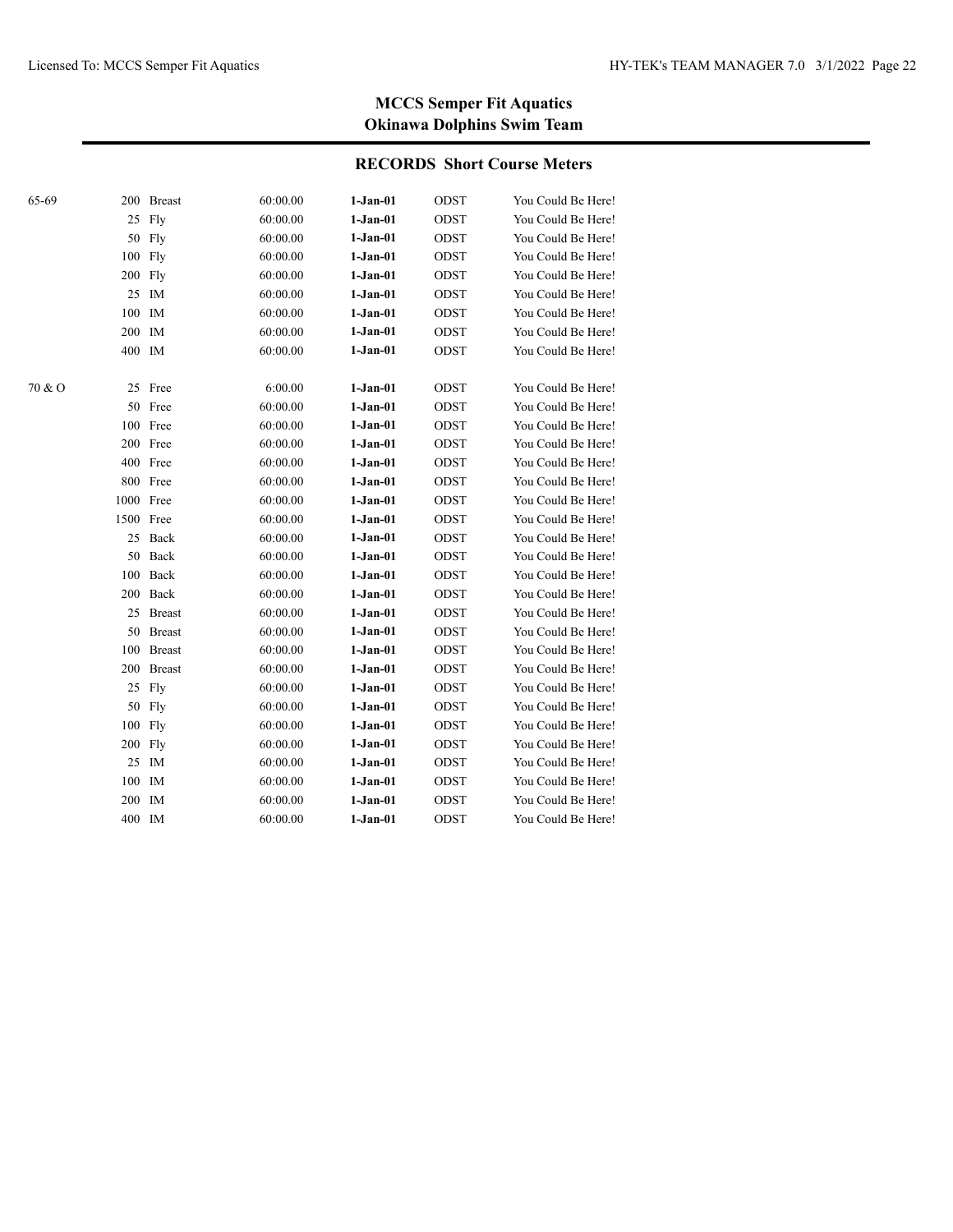**MCCS Semper Fit Aquatics**
**Okinawa Dolphins Swim Team**

## RECORDS Short Course Meters

| | | | | | | |
|---|---|---|---|---|---|---|
| 65-69 | 200 | Breast | 60:00.00 | **1-Jan-01** | ODST | You Could Be Here! |
| | 25 | Fly | 60:00.00 | **1-Jan-01** | ODST | You Could Be Here! |
| | 50 | Fly | 60:00.00 | **1-Jan-01** | ODST | You Could Be Here! |
| | 100 | Fly | 60:00.00 | **1-Jan-01** | ODST | You Could Be Here! |
| | 200 | Fly | 60:00.00 | **1-Jan-01** | ODST | You Could Be Here! |
| | 25 | IM | 60:00.00 | **1-Jan-01** | ODST | You Could Be Here! |
| | 100 | IM | 60:00.00 | **1-Jan-01** | ODST | You Could Be Here! |
| | 200 | IM | 60:00.00 | **1-Jan-01** | ODST | You Could Be Here! |
| | 400 | IM | 60:00.00 | **1-Jan-01** | ODST | You Could Be Here! |
| 70 & O | 25 | Free | 6:00.00 | **1-Jan-01** | ODST | You Could Be Here! |
| | 50 | Free | 60:00.00 | **1-Jan-01** | ODST | You Could Be Here! |
| | 100 | Free | 60:00.00 | **1-Jan-01** | ODST | You Could Be Here! |
| | 200 | Free | 60:00.00 | **1-Jan-01** | ODST | You Could Be Here! |
| | 400 | Free | 60:00.00 | **1-Jan-01** | ODST | You Could Be Here! |
| | 800 | Free | 60:00.00 | **1-Jan-01** | ODST | You Could Be Here! |
| | 1000 | Free | 60:00.00 | **1-Jan-01** | ODST | You Could Be Here! |
| | 1500 | Free | 60:00.00 | **1-Jan-01** | ODST | You Could Be Here! |
| | 25 | Back | 60:00.00 | **1-Jan-01** | ODST | You Could Be Here! |
| | 50 | Back | 60:00.00 | **1-Jan-01** | ODST | You Could Be Here! |
| | 100 | Back | 60:00.00 | **1-Jan-01** | ODST | You Could Be Here! |
| | 200 | Back | 60:00.00 | **1-Jan-01** | ODST | You Could Be Here! |
| | 25 | Breast | 60:00.00 | **1-Jan-01** | ODST | You Could Be Here! |
| | 50 | Breast | 60:00.00 | **1-Jan-01** | ODST | You Could Be Here! |
| | 100 | Breast | 60:00.00 | **1-Jan-01** | ODST | You Could Be Here! |
| | 200 | Breast | 60:00.00 | **1-Jan-01** | ODST | You Could Be Here! |
| | 25 | Fly | 60:00.00 | **1-Jan-01** | ODST | You Could Be Here! |
| | 50 | Fly | 60:00.00 | **1-Jan-01** | ODST | You Could Be Here! |
| | 100 | Fly | 60:00.00 | **1-Jan-01** | ODST | You Could Be Here! |
| | 200 | Fly | 60:00.00 | **1-Jan-01** | ODST | You Could Be Here! |
| | 25 | IM | 60:00.00 | **1-Jan-01** | ODST | You Could Be Here! |
| | 100 | IM | 60:00.00 | **1-Jan-01** | ODST | You Could Be Here! |
| | 200 | IM | 60:00.00 | **1-Jan-01** | ODST | You Could Be Here! |
| | 400 | IM | 60:00.00 | **1-Jan-01** | ODST | You Could Be Here! |